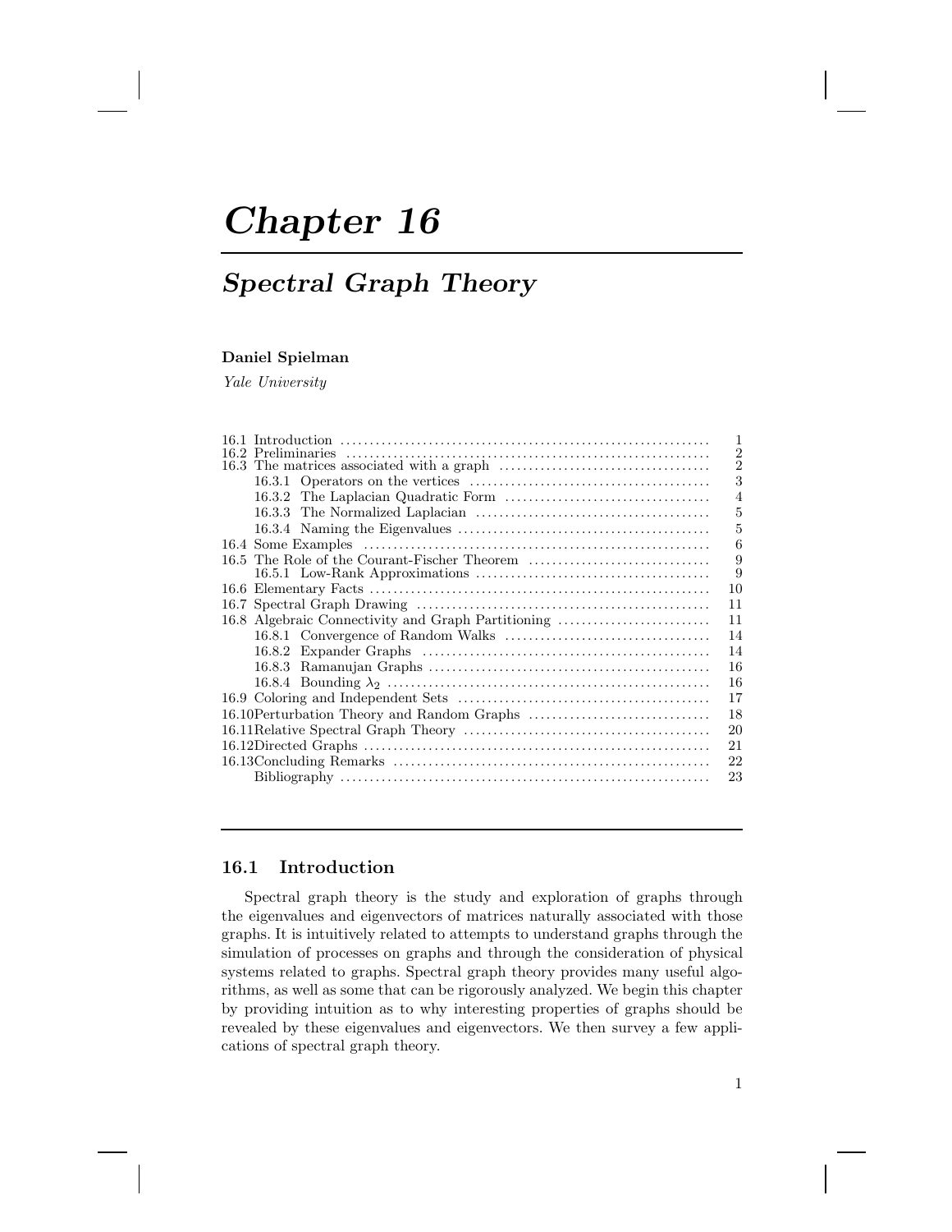# Chapter 16

## Spectral Graph Theory

**Daniel Spielman**

*Yale University*

| | |
|---|---|
| 16.1 Introduction | 1 |
| 16.2 Preliminaries | 2 |
| 16.3 The matrices associated with a graph | 2 |
| 16.3.1 Operators on the vertices | 3 |
| 16.3.2 The Laplacian Quadratic Form | 4 |
| 16.3.3 The Normalized Laplacian | 5 |
| 16.3.4 Naming the Eigenvalues | 5 |
| 16.4 Some Examples | 6 |
| 16.5 The Role of the Courant-Fischer Theorem | 9 |
| 16.5.1 Low-Rank Approximations | 9 |
| 16.6 Elementary Facts | 10 |
| 16.7 Spectral Graph Drawing | 11 |
| 16.8 Algebraic Connectivity and Graph Partitioning | 11 |
| 16.8.1 Convergence of Random Walks | 14 |
| 16.8.2 Expander Graphs | 14 |
| 16.8.3 Ramanujan Graphs | 16 |
| 16.8.4 Bounding $\lambda_2$ | 16 |
| 16.9 Coloring and Independent Sets | 17 |
| 16.10 Perturbation Theory and Random Graphs | 18 |
| 16.11 Relative Spectral Graph Theory | 20 |
| 16.12 Directed Graphs | 21 |
| 16.13 Concluding Remarks | 22 |
| Bibliography | 23 |

### 16.1 Introduction

Spectral graph theory is the study and exploration of graphs through the eigenvalues and eigenvectors of matrices naturally associated with those graphs. It is intuitively related to attempts to understand graphs through the simulation of processes on graphs and through the consideration of physical systems related to graphs. Spectral graph theory provides many useful algorithms, as well as some that can be rigorously analyzed. We begin this chapter by providing intuition as to why interesting properties of graphs should be revealed by these eigenvalues and eigenvectors. We then survey a few applications of spectral graph theory.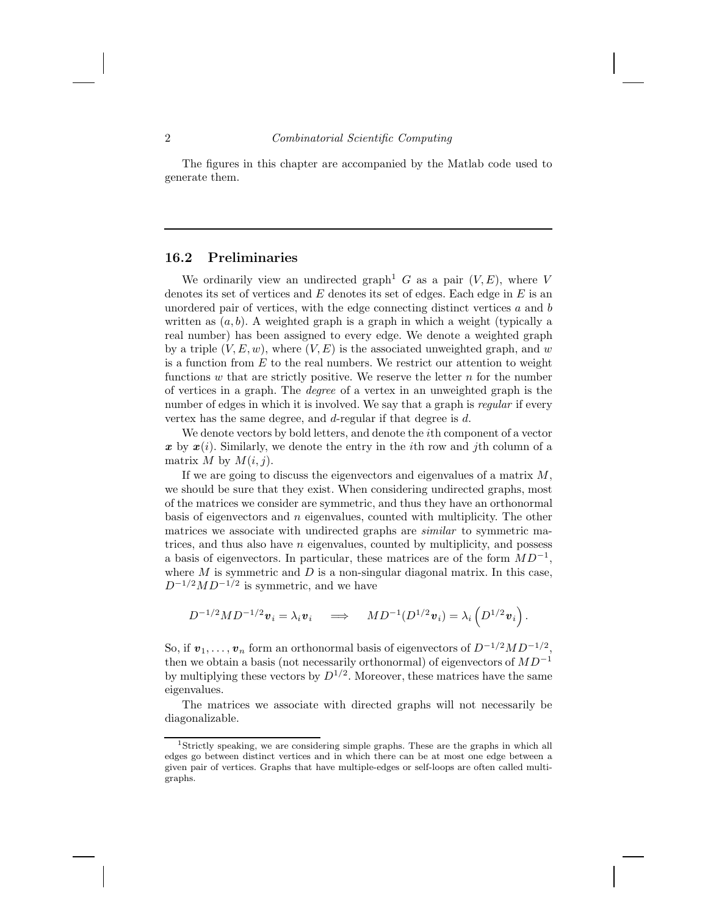The figures in this chapter are accompanied by the Matlab code used to generate them.

## 16.2 Preliminaries

We ordinarily view an undirected graph[1] $G$ as a pair $(V, E)$, where $V$ denotes its set of vertices and $E$ denotes its set of edges. Each edge in $E$ is an unordered pair of vertices, with the edge connecting distinct vertices $a$ and $b$ written as $(a, b)$. A weighted graph is a graph in which a weight (typically a real number) has been assigned to every edge. We denote a weighted graph by a triple $(V, E, w)$, where $(V, E)$ is the associated unweighted graph, and $w$ is a function from $E$ to the real numbers. We restrict our attention to weight functions $w$ that are strictly positive. We reserve the letter $n$ for the number of vertices in a graph. The *degree* of a vertex in an unweighted graph is the number of edges in which it is involved. We say that a graph is *regular* if every vertex has the same degree, and $d$-regular if that degree is $d$.

We denote vectors by bold letters, and denote the $i$th component of a vector $\boldsymbol{x}$ by $\boldsymbol{x}(i)$. Similarly, we denote the entry in the $i$th row and $j$th column of a matrix $M$ by $M(i, j)$.

If we are going to discuss the eigenvectors and eigenvalues of a matrix $M$, we should be sure that they exist. When considering undirected graphs, most of the matrices we consider are symmetric, and thus they have an orthonormal basis of eigenvectors and $n$ eigenvalues, counted with multiplicity. The other matrices we associate with undirected graphs are *similar* to symmetric matrices, and thus also have $n$ eigenvalues, counted by multiplicity, and possess a basis of eigenvectors. In particular, these matrices are of the form $MD^{-1}$, where $M$ is symmetric and $D$ is a non-singular diagonal matrix. In this case, $D^{-1/2}MD^{-1/2}$ is symmetric, and we have

$$D^{-1/2}MD^{-1/2}\boldsymbol{v}_i = \lambda_i \boldsymbol{v}_i \quad \Longrightarrow \quad MD^{-1}(D^{1/2}\boldsymbol{v}_i) = \lambda_i \left(D^{1/2}\boldsymbol{v}_i\right).$$

So, if $\boldsymbol{v}_1, \ldots, \boldsymbol{v}_n$ form an orthonormal basis of eigenvectors of $D^{-1/2}MD^{-1/2}$, then we obtain a basis (not necessarily orthonormal) of eigenvectors of $MD^{-1}$ by multiplying these vectors by $D^{1/2}$. Moreover, these matrices have the same eigenvalues.

The matrices we associate with directed graphs will not necessarily be diagonalizable.

[1] Strictly speaking, we are considering simple graphs. These are the graphs in which all edges go between distinct vertices and in which there can be at most one edge between a given pair of vertices. Graphs that have multiple-edges or self-loops are often called multigraphs.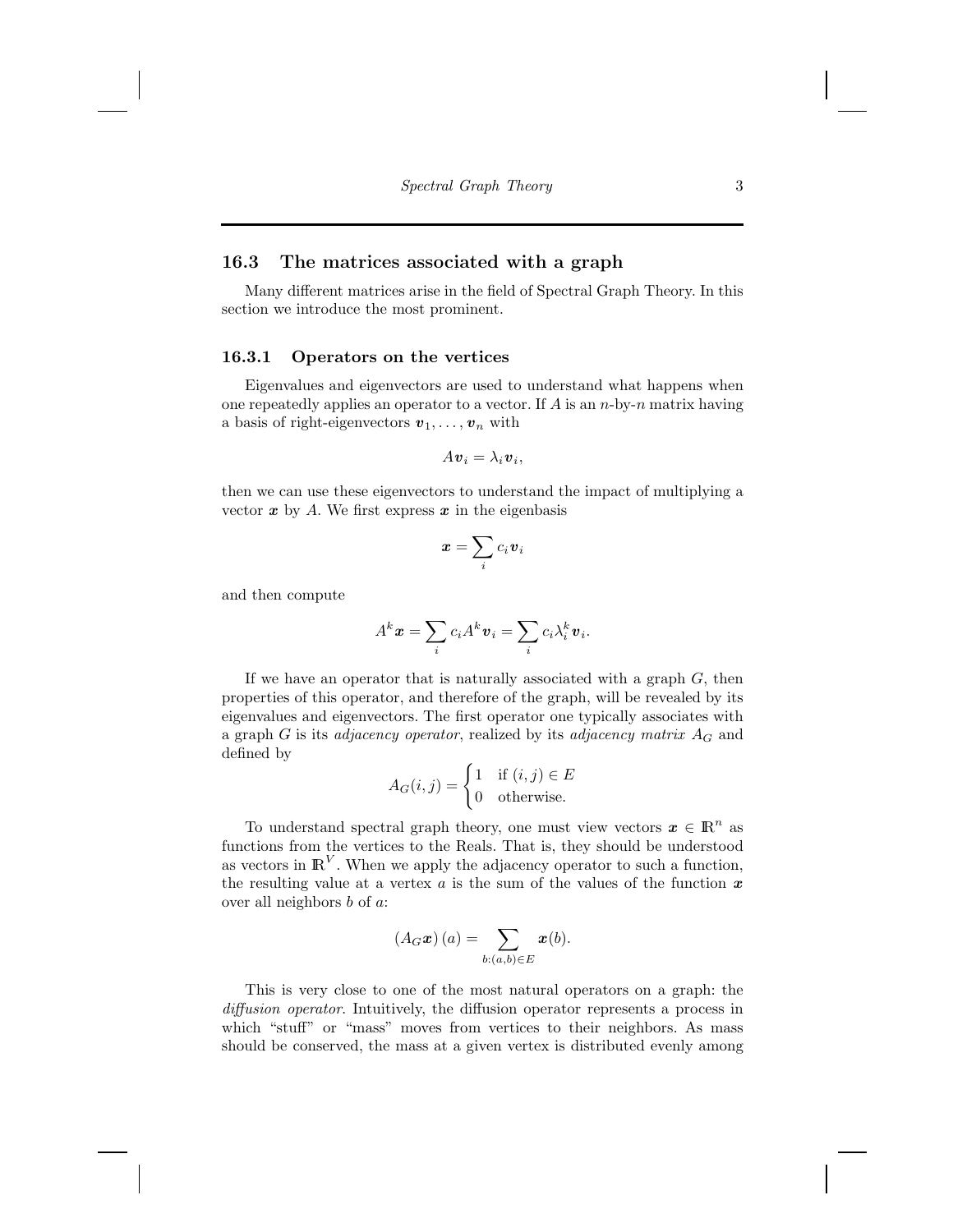## 16.3 The matrices associated with a graph

Many different matrices arise in the field of Spectral Graph Theory. In this section we introduce the most prominent.

### 16.3.1 Operators on the vertices

Eigenvalues and eigenvectors are used to understand what happens when one repeatedly applies an operator to a vector. If $A$ is an $n$-by-$n$ matrix having a basis of right-eigenvectors $\boldsymbol{v}_1, \ldots, \boldsymbol{v}_n$ with

$$A\boldsymbol{v}_i = \lambda_i \boldsymbol{v}_i,$$

then we can use these eigenvectors to understand the impact of multiplying a vector $\boldsymbol{x}$ by $A$. We first express $\boldsymbol{x}$ in the eigenbasis

$$\boldsymbol{x} = \sum_i c_i \boldsymbol{v}_i$$

and then compute

$$A^k \boldsymbol{x} = \sum_i c_i A^k \boldsymbol{v}_i = \sum_i c_i \lambda_i^k \boldsymbol{v}_i.$$

If we have an operator that is naturally associated with a graph $G$, then properties of this operator, and therefore of the graph, will be revealed by its eigenvalues and eigenvectors. The first operator one typically associates with a graph $G$ is its *adjacency operator*, realized by its *adjacency matrix* $A_G$ and defined by

$$A_G(i,j) = \begin{cases} 1 & \text{if } (i,j) \in E \\ 0 & \text{otherwise.} \end{cases}$$

To understand spectral graph theory, one must view vectors $\boldsymbol{x} \in \mathbb{R}^n$ as functions from the vertices to the Reals. That is, they should be understood as vectors in $\mathbb{R}^V$. When we apply the adjacency operator to such a function, the resulting value at a vertex $a$ is the sum of the values of the function $\boldsymbol{x}$ over all neighbors $b$ of $a$:

$$\left(A_G \boldsymbol{x}\right)(a) = \sum_{b:(a,b) \in E} \boldsymbol{x}(b).$$

This is very close to one of the most natural operators on a graph: the *diffusion operator*. Intuitively, the diffusion operator represents a process in which "stuff" or "mass" moves from vertices to their neighbors. As mass should be conserved, the mass at a given vertex is distributed evenly among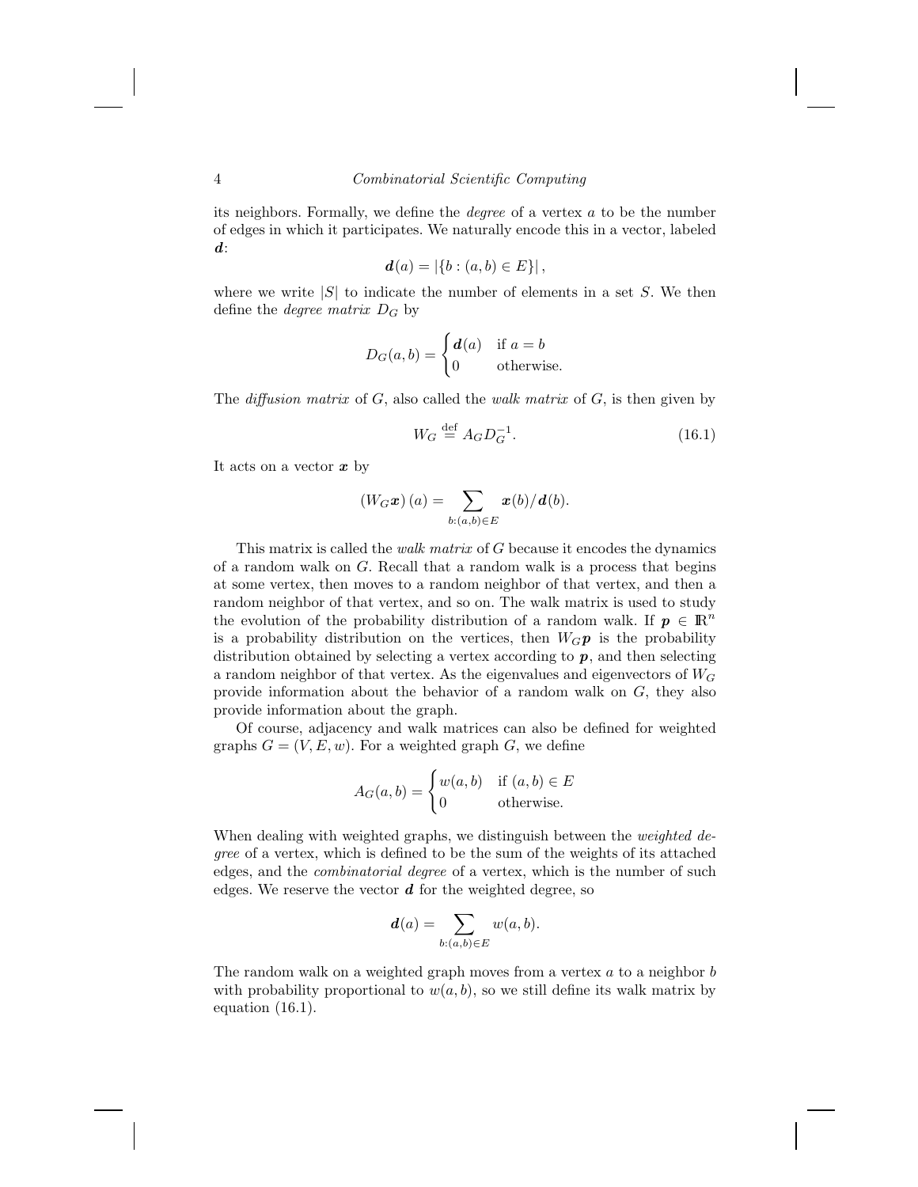its neighbors. Formally, we define the *degree* of a vertex $a$ to be the number of edges in which it participates. We naturally encode this in a vector, labeled $\boldsymbol{d}$:

$$\boldsymbol{d}(a) = |\{b : (a,b) \in E\}|,$$

where we write $|S|$ to indicate the number of elements in a set $S$. We then define the *degree matrix* $D_G$ by

$$D_G(a,b) = \begin{cases} \boldsymbol{d}(a) & \text{if } a = b \\ 0 & \text{otherwise.} \end{cases}$$

The *diffusion matrix* of $G$, also called the *walk matrix* of $G$, is then given by

$$W_G \stackrel{\text{def}}{=} A_G D_G^{-1}. \tag{16.1}$$

It acts on a vector $\boldsymbol{x}$ by

$$(W_G \boldsymbol{x})(a) = \sum_{b:(a,b)\in E} \boldsymbol{x}(b)/\boldsymbol{d}(b).$$

This matrix is called the *walk matrix* of $G$ because it encodes the dynamics of a random walk on $G$. Recall that a random walk is a process that begins at some vertex, then moves to a random neighbor of that vertex, and then a random neighbor of that vertex, and so on. The walk matrix is used to study the evolution of the probability distribution of a random walk. If $\boldsymbol{p} \in \mathbb{R}^n$ is a probability distribution on the vertices, then $W_G \boldsymbol{p}$ is the probability distribution obtained by selecting a vertex according to $\boldsymbol{p}$, and then selecting a random neighbor of that vertex. As the eigenvalues and eigenvectors of $W_G$ provide information about the behavior of a random walk on $G$, they also provide information about the graph.

Of course, adjacency and walk matrices can also be defined for weighted graphs $G = (V, E, w)$. For a weighted graph $G$, we define

$$A_G(a,b) = \begin{cases} w(a,b) & \text{if } (a,b) \in E \\ 0 & \text{otherwise.} \end{cases}$$

When dealing with weighted graphs, we distinguish between the *weighted degree* of a vertex, which is defined to be the sum of the weights of its attached edges, and the *combinatorial degree* of a vertex, which is the number of such edges. We reserve the vector $\boldsymbol{d}$ for the weighted degree, so

$$\boldsymbol{d}(a) = \sum_{b:(a,b)\in E} w(a,b).$$

The random walk on a weighted graph moves from a vertex $a$ to a neighbor $b$ with probability proportional to $w(a,b)$, so we still define its walk matrix by equation (16.1).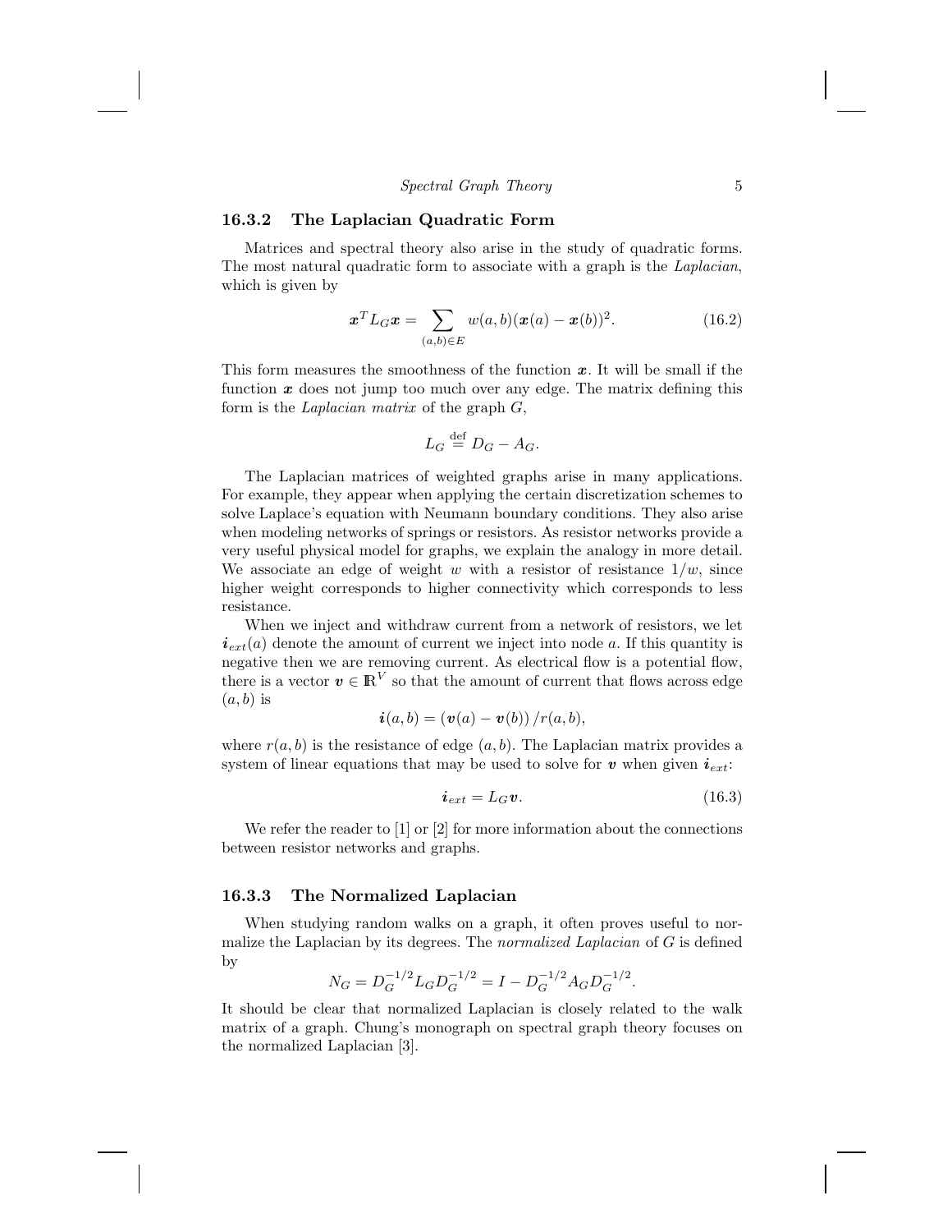### 16.3.2 The Laplacian Quadratic Form

Matrices and spectral theory also arise in the study of quadratic forms. The most natural quadratic form to associate with a graph is the *Laplacian*, which is given by

$$\boldsymbol{x}^T L_G \boldsymbol{x} = \sum_{(a,b) \in E} w(a,b)(\boldsymbol{x}(a) - \boldsymbol{x}(b))^2. \tag{16.2}$$

This form measures the smoothness of the function $\boldsymbol{x}$. It will be small if the function $\boldsymbol{x}$ does not jump too much over any edge. The matrix defining this form is the *Laplacian matrix* of the graph $G$,

$$L_G \stackrel{\text{def}}{=} D_G - A_G.$$

The Laplacian matrices of weighted graphs arise in many applications. For example, they appear when applying the certain discretization schemes to solve Laplace's equation with Neumann boundary conditions. They also arise when modeling networks of springs or resistors. As resistor networks provide a very useful physical model for graphs, we explain the analogy in more detail. We associate an edge of weight $w$ with a resistor of resistance $1/w$, since higher weight corresponds to higher connectivity which corresponds to less resistance.

When we inject and withdraw current from a network of resistors, we let $\boldsymbol{i}_{ext}(a)$ denote the amount of current we inject into node $a$. If this quantity is negative then we are removing current. As electrical flow is a potential flow, there is a vector $\boldsymbol{v} \in \mathbb{R}^V$ so that the amount of current that flows across edge $(a,b)$ is

$$\boldsymbol{i}(a,b) = (\boldsymbol{v}(a) - \boldsymbol{v}(b)) / r(a,b),$$

where $r(a,b)$ is the resistance of edge $(a,b)$. The Laplacian matrix provides a system of linear equations that may be used to solve for $\boldsymbol{v}$ when given $\boldsymbol{i}_{ext}$:

$$\boldsymbol{i}_{ext} = L_G \boldsymbol{v}. \tag{16.3}$$

We refer the reader to [1] or [2] for more information about the connections between resistor networks and graphs.

### 16.3.3 The Normalized Laplacian

When studying random walks on a graph, it often proves useful to normalize the Laplacian by its degrees. The *normalized Laplacian* of $G$ is defined by

$$N_G = D_G^{-1/2} L_G D_G^{-1/2} = I - D_G^{-1/2} A_G D_G^{-1/2}.$$

It should be clear that normalized Laplacian is closely related to the walk matrix of a graph. Chung's monograph on spectral graph theory focuses on the normalized Laplacian [3].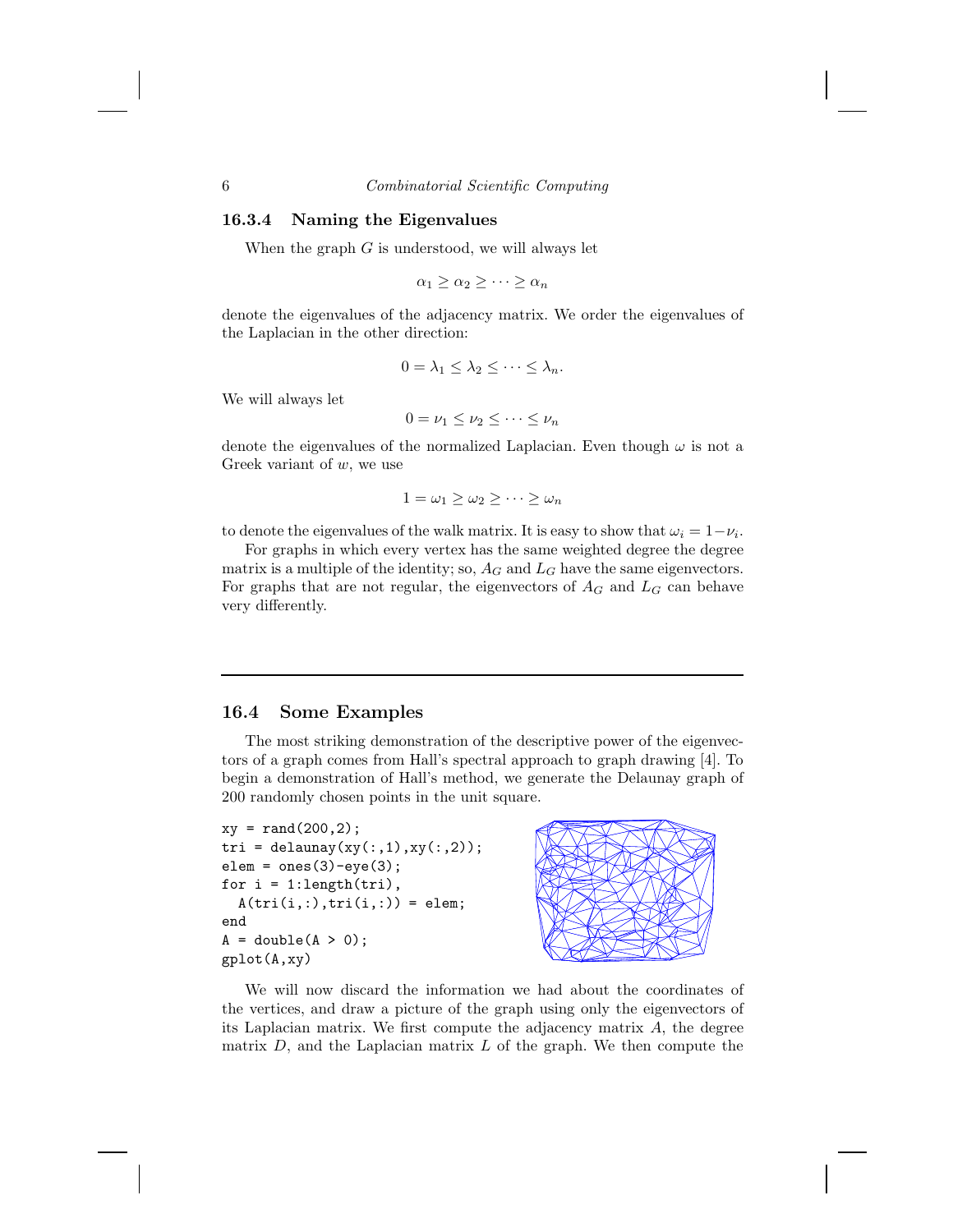### 16.3.4 Naming the Eigenvalues

When the graph $G$ is understood, we will always let

$$\alpha_1 \geq \alpha_2 \geq \cdots \geq \alpha_n$$

denote the eigenvalues of the adjacency matrix. We order the eigenvalues of the Laplacian in the other direction:

$$0 = \lambda_1 \leq \lambda_2 \leq \cdots \leq \lambda_n.$$

We will always let

$$0 = \nu_1 \leq \nu_2 \leq \cdots \leq \nu_n$$

denote the eigenvalues of the normalized Laplacian. Even though $\omega$ is not a Greek variant of $w$, we use

$$1 = \omega_1 \geq \omega_2 \geq \cdots \geq \omega_n$$

to denote the eigenvalues of the walk matrix. It is easy to show that $\omega_i = 1 - \nu_i$.

For graphs in which every vertex has the same weighted degree the degree matrix is a multiple of the identity; so, $A_G$ and $L_G$ have the same eigenvectors. For graphs that are not regular, the eigenvectors of $A_G$ and $L_G$ can behave very differently.

## 16.4 Some Examples

The most striking demonstration of the descriptive power of the eigenvectors of a graph comes from Hall's spectral approach to graph drawing [4]. To begin a demonstration of Hall's method, we generate the Delaunay graph of 200 randomly chosen points in the unit square.

```
xy = rand(200,2);
tri = delaunay(xy(:,1),xy(:,2));
elem = ones(3)-eye(3);
for i = 1:length(tri),
  A(tri(i,:),tri(i,:)) = elem;
end
A = double(A > 0);
gplot(A,xy)
```

We will now discard the information we had about the coordinates of the vertices, and draw a picture of the graph using only the eigenvectors of its Laplacian matrix. We first compute the adjacency matrix $A$, the degree matrix $D$, and the Laplacian matrix $L$ of the graph. We then compute the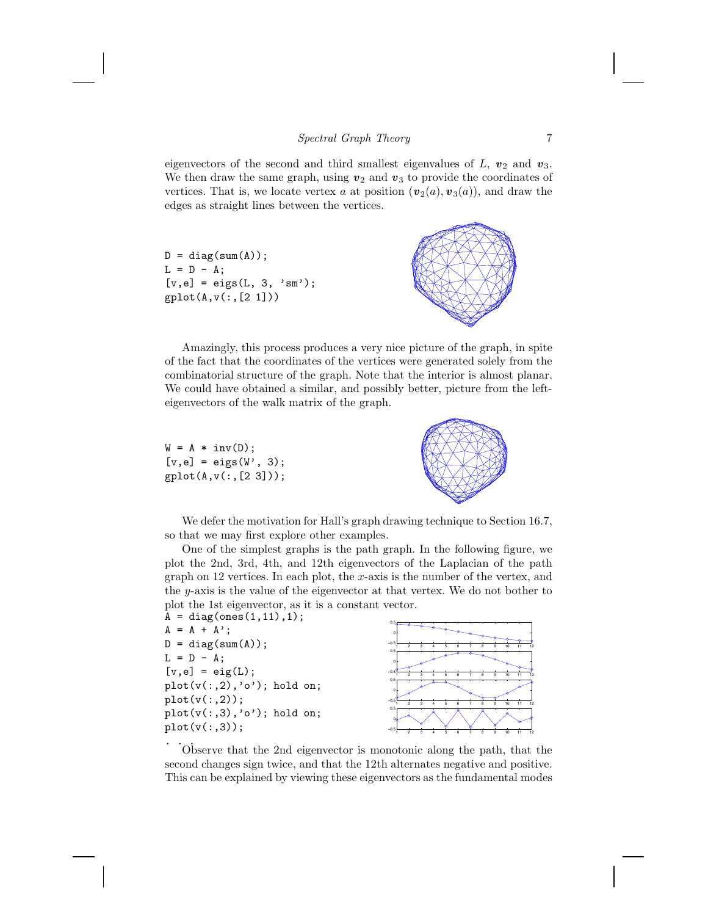eigenvectors of the second and third smallest eigenvalues of $L$, $\boldsymbol{v}_2$ and $\boldsymbol{v}_3$. We then draw the same graph, using $\boldsymbol{v}_2$ and $\boldsymbol{v}_3$ to provide the coordinates of vertices. That is, we locate vertex $a$ at position $(\boldsymbol{v}_2(a), \boldsymbol{v}_3(a))$, and draw the edges as straight lines between the vertices.

```
D = diag(sum(A));
L = D - A;
[v,e] = eigs(L, 3, 'sm');
gplot(A,v(:,[2 1]))
```

Amazingly, this process produces a very nice picture of the graph, in spite of the fact that the coordinates of the vertices were generated solely from the combinatorial structure of the graph. Note that the interior is almost planar. We could have obtained a similar, and possibly better, picture from the left-eigenvectors of the walk matrix of the graph.

```
W = A * inv(D);
[v,e] = eigs(W', 3);
gplot(A,v(:,[2 3]));
```

We defer the motivation for Hall's graph drawing technique to Section 16.7, so that we may first explore other examples.

One of the simplest graphs is the path graph. In the following figure, we plot the 2nd, 3rd, 4th, and 12th eigenvectors of the Laplacian of the path graph on 12 vertices. In each plot, the $x$-axis is the number of the vertex, and the $y$-axis is the value of the eigenvector at that vertex. We do not bother to plot the 1st eigenvector, as it is a constant vector.

```
A = diag(ones(1,11),1);
A = A + A';
D = diag(sum(A));
L = D - A;
[v,e] = eig(L);
plot(v(:,2),'o'); hold on;
plot(v(:,2));
plot(v(:,3),'o'); hold on;
plot(v(:,3));
. . .
```

Observe that the 2nd eigenvector is monotonic along the path, that the second changes sign twice, and that the 12th alternates negative and positive. This can be explained by viewing these eigenvectors as the fundamental modes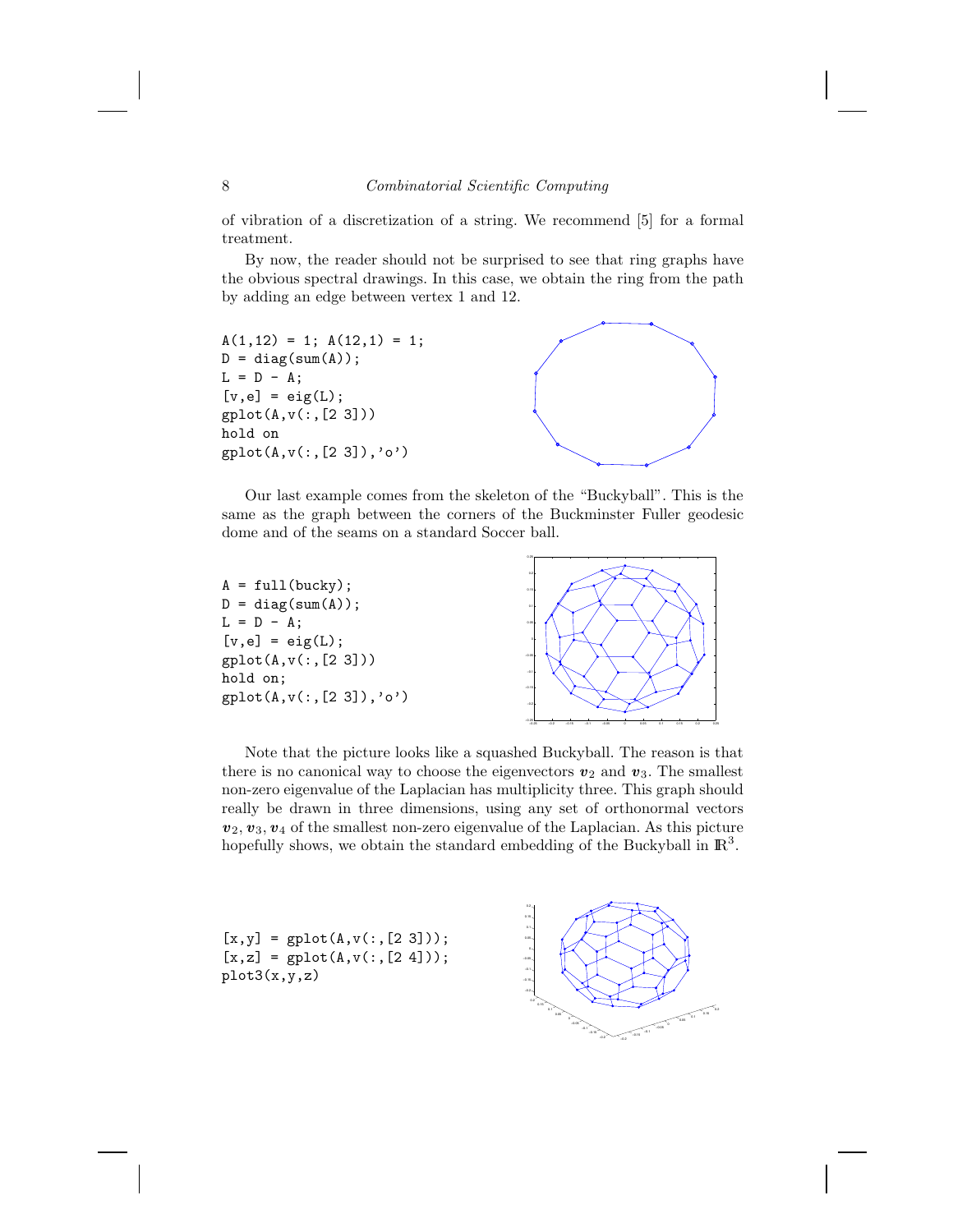of vibration of a discretization of a string. We recommend [5] for a formal treatment.

By now, the reader should not be surprised to see that ring graphs have the obvious spectral drawings. In this case, we obtain the ring from the path by adding an edge between vertex 1 and 12.

```
A(1,12) = 1; A(12,1) = 1;
D = diag(sum(A));
L = D - A;
[v,e] = eig(L);
gplot(A,v(:,[2 3]))
hold on
gplot(A,v(:,[2 3]),'o')
```

Our last example comes from the skeleton of the "Buckyball". This is the same as the graph between the corners of the Buckminster Fuller geodesic dome and of the seams on a standard Soccer ball.

```
A = full(bucky);
D = diag(sum(A));
L = D - A;
[v,e] = eig(L);
gplot(A,v(:,[2 3]))
hold on;
gplot(A,v(:,[2 3]),'o')
```

Note that the picture looks like a squashed Buckyball. The reason is that there is no canonical way to choose the eigenvectors $\boldsymbol{v}_2$ and $\boldsymbol{v}_3$. The smallest non-zero eigenvalue of the Laplacian has multiplicity three. This graph should really be drawn in three dimensions, using any set of orthonormal vectors $\boldsymbol{v}_2, \boldsymbol{v}_3, \boldsymbol{v}_4$ of the smallest non-zero eigenvalue of the Laplacian. As this picture hopefully shows, we obtain the standard embedding of the Buckyball in $\mathbb{R}^3$.

```
[x,y] = gplot(A,v(:,[2 3]));
[x,z] = gplot(A,v(:,[2 4]));
plot3(x,y,z)
```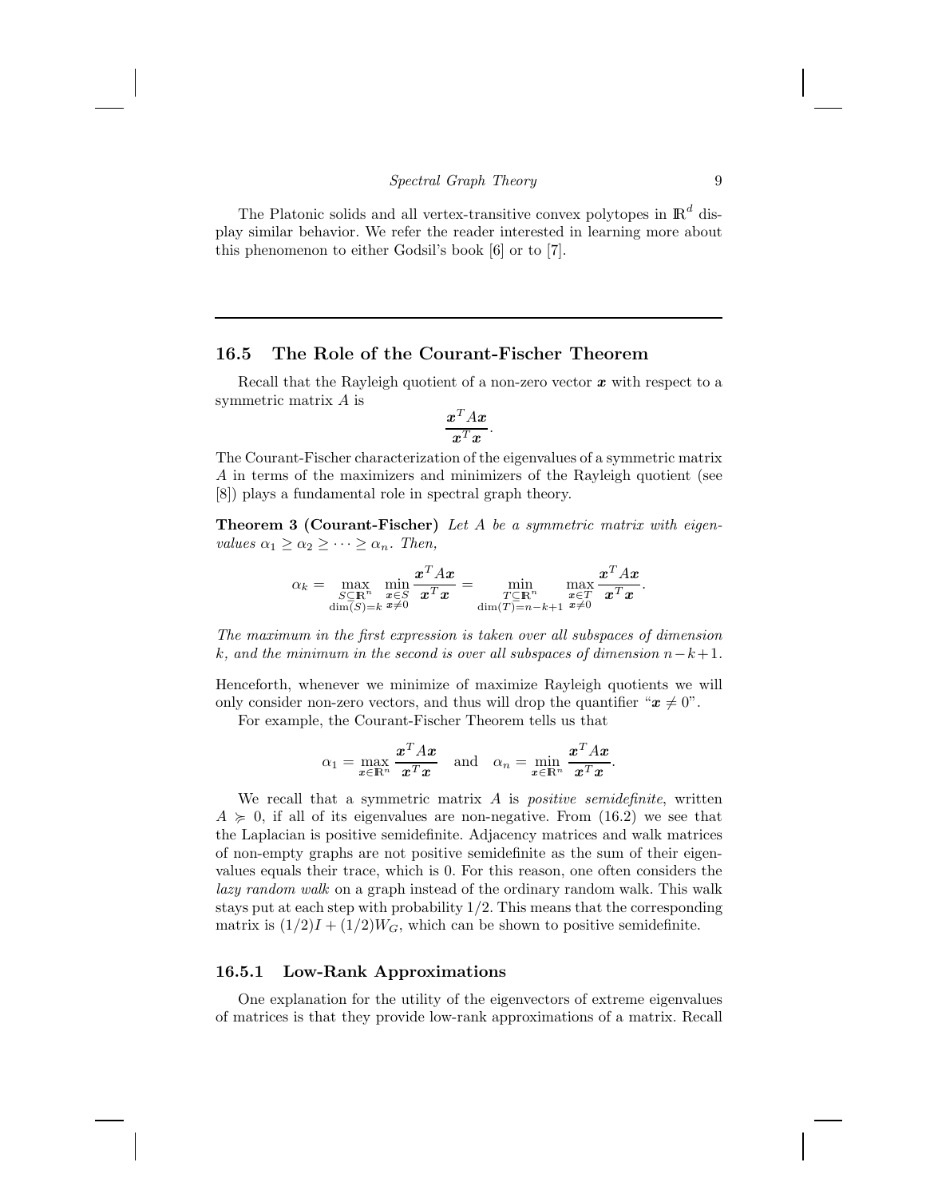The Platonic solids and all vertex-transitive convex polytopes in $\mathbb{R}^d$ display similar behavior. We refer the reader interested in learning more about this phenomenon to either Godsil's book [6] or to [7].

## 16.5 The Role of the Courant-Fischer Theorem

Recall that the Rayleigh quotient of a non-zero vector $\boldsymbol{x}$ with respect to a symmetric matrix $A$ is

$$\frac{\boldsymbol{x}^T A \boldsymbol{x}}{\boldsymbol{x}^T \boldsymbol{x}}.$$

The Courant-Fischer characterization of the eigenvalues of a symmetric matrix $A$ in terms of the maximizers and minimizers of the Rayleigh quotient (see [8]) plays a fundamental role in spectral graph theory.

**Theorem 3 (Courant-Fischer)** *Let $A$ be a symmetric matrix with eigenvalues $\alpha_1 \geq \alpha_2 \geq \cdots \geq \alpha_n$. Then,*

$$\alpha_k = \max_{\substack{S \subseteq \mathbb{R}^n \\ \dim(S)=k}} \min_{\substack{\boldsymbol{x} \in S \\ \boldsymbol{x} \neq 0}} \frac{\boldsymbol{x}^T A \boldsymbol{x}}{\boldsymbol{x}^T \boldsymbol{x}} = \min_{\substack{T \subseteq \mathbb{R}^n \\ \dim(T)=n-k+1}} \max_{\substack{\boldsymbol{x} \in T \\ \boldsymbol{x} \neq 0}} \frac{\boldsymbol{x}^T A \boldsymbol{x}}{\boldsymbol{x}^T \boldsymbol{x}}.$$

*The maximum in the first expression is taken over all subspaces of dimension $k$, and the minimum in the second is over all subspaces of dimension $n-k+1$.*

Henceforth, whenever we minimize of maximize Rayleigh quotients we will only consider non-zero vectors, and thus will drop the quantifier "$\boldsymbol{x} \neq 0$".

For example, the Courant-Fischer Theorem tells us that

$$\alpha_1 = \max_{\boldsymbol{x} \in \mathbb{R}^n} \frac{\boldsymbol{x}^T A \boldsymbol{x}}{\boldsymbol{x}^T \boldsymbol{x}} \quad \text{and} \quad \alpha_n = \min_{\boldsymbol{x} \in \mathbb{R}^n} \frac{\boldsymbol{x}^T A \boldsymbol{x}}{\boldsymbol{x}^T \boldsymbol{x}}.$$

We recall that a symmetric matrix $A$ is *positive semidefinite*, written $A \succcurlyeq 0$, if all of its eigenvalues are non-negative. From (16.2) we see that the Laplacian is positive semidefinite. Adjacency matrices and walk matrices of non-empty graphs are not positive semidefinite as the sum of their eigenvalues equals their trace, which is 0. For this reason, one often considers the *lazy random walk* on a graph instead of the ordinary random walk. This walk stays put at each step with probability 1/2. This means that the corresponding matrix is $(1/2)I + (1/2)W_G$, which can be shown to positive semidefinite.

### 16.5.1 Low-Rank Approximations

One explanation for the utility of the eigenvectors of extreme eigenvalues of matrices is that they provide low-rank approximations of a matrix. Recall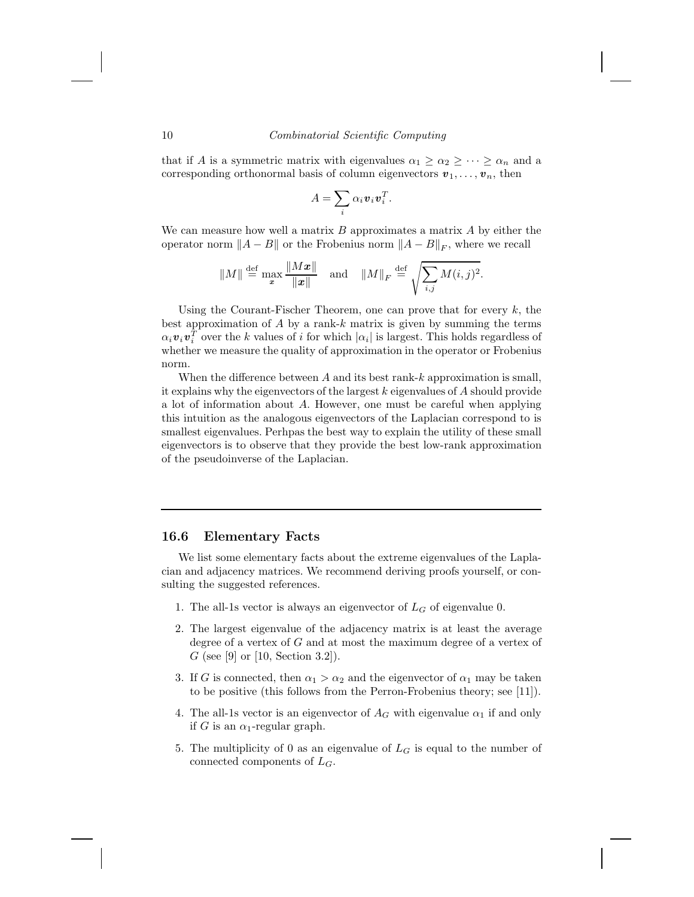that if $A$ is a symmetric matrix with eigenvalues $\alpha_1 \geq \alpha_2 \geq \cdots \geq \alpha_n$ and a corresponding orthonormal basis of column eigenvectors $\boldsymbol{v}_1, \ldots, \boldsymbol{v}_n$, then

$$A = \sum_i \alpha_i \boldsymbol{v}_i \boldsymbol{v}_i^T.$$

We can measure how well a matrix $B$ approximates a matrix $A$ by either the operator norm $\|A - B\|$ or the Frobenius norm $\|A - B\|_F$, where we recall

$$\|M\| \stackrel{\text{def}}{=} \max_{\boldsymbol{x}} \frac{\|M\boldsymbol{x}\|}{\|\boldsymbol{x}\|} \quad \text{and} \quad \|M\|_F \stackrel{\text{def}}{=} \sqrt{\sum_{i,j} M(i,j)^2}.$$

Using the Courant-Fischer Theorem, one can prove that for every $k$, the best approximation of $A$ by a rank-$k$ matrix is given by summing the terms $\alpha_i \boldsymbol{v}_i \boldsymbol{v}_i^T$ over the $k$ values of $i$ for which $|\alpha_i|$ is largest. This holds regardless of whether we measure the quality of approximation in the operator or Frobenius norm.

When the difference between $A$ and its best rank-$k$ approximation is small, it explains why the eigenvectors of the largest $k$ eigenvalues of $A$ should provide a lot of information about $A$. However, one must be careful when applying this intuition as the analogous eigenvectors of the Laplacian correspond to is smallest eigenvalues. Perhpas the best way to explain the utility of these small eigenvectors is to observe that they provide the best low-rank approximation of the pseudoinverse of the Laplacian.

## 16.6 Elementary Facts

We list some elementary facts about the extreme eigenvalues of the Laplacian and adjacency matrices. We recommend deriving proofs yourself, or consulting the suggested references.

1. The all-1s vector is always an eigenvector of $L_G$ of eigenvalue 0.
2. The largest eigenvalue of the adjacency matrix is at least the average degree of a vertex of $G$ and at most the maximum degree of a vertex of $G$ (see [9] or [10, Section 3.2]).
3. If $G$ is connected, then $\alpha_1 > \alpha_2$ and the eigenvector of $\alpha_1$ may be taken to be positive (this follows from the Perron-Frobenius theory; see [11]).
4. The all-1s vector is an eigenvector of $A_G$ with eigenvalue $\alpha_1$ if and only if $G$ is an $\alpha_1$-regular graph.
5. The multiplicity of 0 as an eigenvalue of $L_G$ is equal to the number of connected components of $L_G$.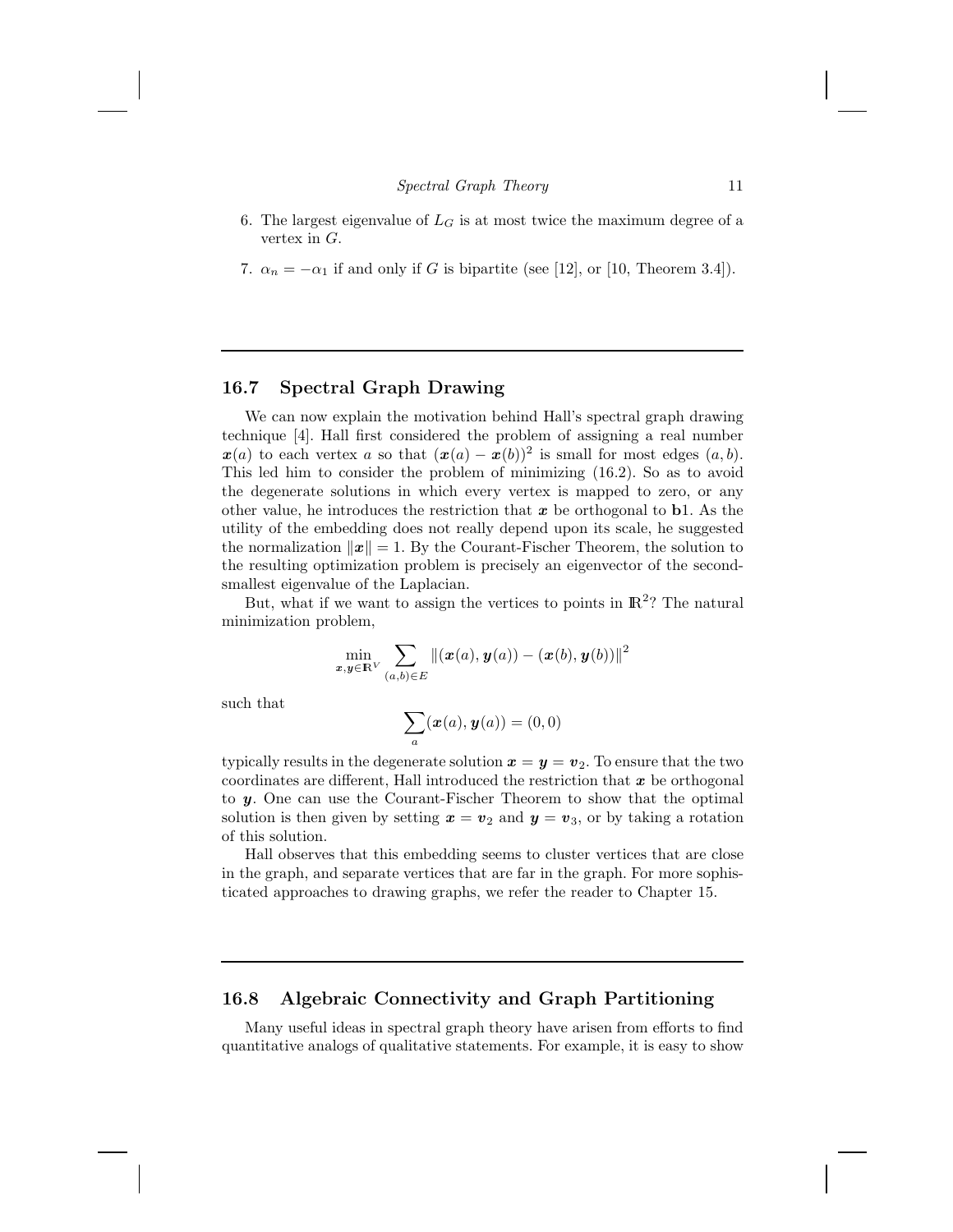6. The largest eigenvalue of $L_G$ is at most twice the maximum degree of a vertex in $G$.

7. $\alpha_n = -\alpha_1$ if and only if $G$ is bipartite (see [12], or [10, Theorem 3.4]).

## 16.7 Spectral Graph Drawing

We can now explain the motivation behind Hall's spectral graph drawing technique [4]. Hall first considered the problem of assigning a real number $\boldsymbol{x}(a)$ to each vertex $a$ so that $(\boldsymbol{x}(a) - \boldsymbol{x}(b))^2$ is small for most edges $(a, b)$. This led him to consider the problem of minimizing (16.2). So as to avoid the degenerate solutions in which every vertex is mapped to zero, or any other value, he introduces the restriction that $\boldsymbol{x}$ be orthogonal to $\mathbf{b}1$. As the utility of the embedding does not really depend upon its scale, he suggested the normalization $\|\boldsymbol{x}\| = 1$. By the Courant-Fischer Theorem, the solution to the resulting optimization problem is precisely an eigenvector of the second-smallest eigenvalue of the Laplacian.

But, what if we want to assign the vertices to points in $\mathbb{R}^2$? The natural minimization problem,

$$\min_{\boldsymbol{x},\boldsymbol{y} \in \mathbb{R}^V} \sum_{(a,b) \in E} \|(\boldsymbol{x}(a), \boldsymbol{y}(a)) - (\boldsymbol{x}(b), \boldsymbol{y}(b))\|^2$$

such that

$$\sum_a (\boldsymbol{x}(a), \boldsymbol{y}(a)) = (0, 0)$$

typically results in the degenerate solution $\boldsymbol{x} = \boldsymbol{y} = \boldsymbol{v}_2$. To ensure that the two coordinates are different, Hall introduced the restriction that $\boldsymbol{x}$ be orthogonal to $\boldsymbol{y}$. One can use the Courant-Fischer Theorem to show that the optimal solution is then given by setting $\boldsymbol{x} = \boldsymbol{v}_2$ and $\boldsymbol{y} = \boldsymbol{v}_3$, or by taking a rotation of this solution.

Hall observes that this embedding seems to cluster vertices that are close in the graph, and separate vertices that are far in the graph. For more sophisticated approaches to drawing graphs, we refer the reader to Chapter 15.

## 16.8 Algebraic Connectivity and Graph Partitioning

Many useful ideas in spectral graph theory have arisen from efforts to find quantitative analogs of qualitative statements. For example, it is easy to show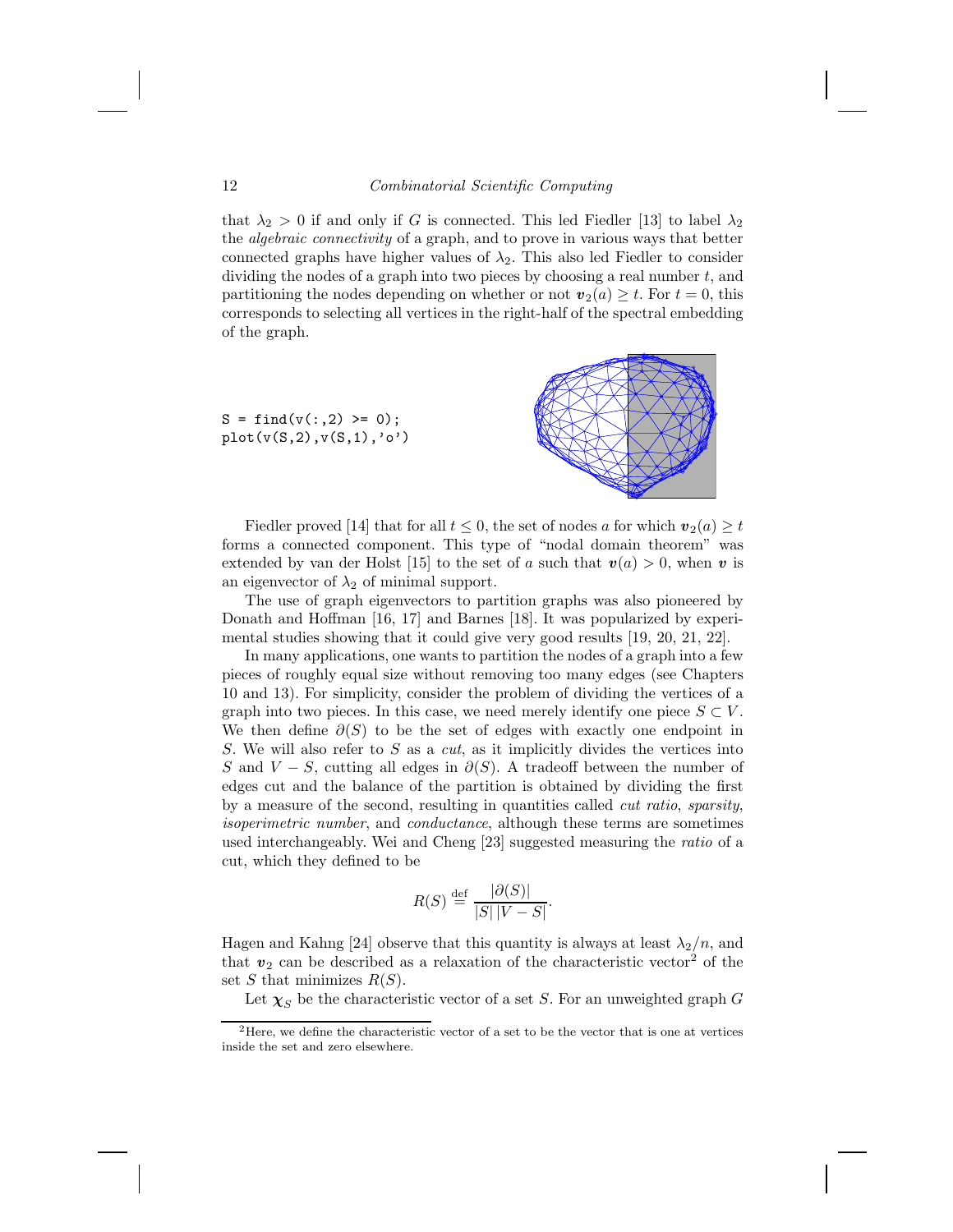that $\lambda_2 > 0$ if and only if $G$ is connected. This led Fiedler [13] to label $\lambda_2$ the *algebraic connectivity* of a graph, and to prove in various ways that better connected graphs have higher values of $\lambda_2$. This also led Fiedler to consider dividing the nodes of a graph into two pieces by choosing a real number $t$, and partitioning the nodes depending on whether or not $\boldsymbol{v}_2(a) \geq t$. For $t = 0$, this corresponds to selecting all vertices in the right-half of the spectral embedding of the graph.

```
S = find(v(:,2) >= 0);
plot(v(S,2),v(S,1),'o')
```

Fiedler proved [14] that for all $t \leq 0$, the set of nodes $a$ for which $\boldsymbol{v}_2(a) \geq t$ forms a connected component. This type of "nodal domain theorem" was extended by van der Holst [15] to the set of $a$ such that $\boldsymbol{v}(a) > 0$, when $\boldsymbol{v}$ is an eigenvector of $\lambda_2$ of minimal support.

The use of graph eigenvectors to partition graphs was also pioneered by Donath and Hoffman [16, 17] and Barnes [18]. It was popularized by experimental studies showing that it could give very good results [19, 20, 21, 22].

In many applications, one wants to partition the nodes of a graph into a few pieces of roughly equal size without removing too many edges (see Chapters 10 and 13). For simplicity, consider the problem of dividing the vertices of a graph into two pieces. In this case, we need merely identify one piece $S \subset V$. We then define $\partial(S)$ to be the set of edges with exactly one endpoint in $S$. We will also refer to $S$ as a *cut*, as it implicitly divides the vertices into $S$ and $V - S$, cutting all edges in $\partial(S)$. A tradeoff between the number of edges cut and the balance of the partition is obtained by dividing the first by a measure of the second, resulting in quantities called *cut ratio*, *sparsity*, *isoperimetric number*, and *conductance*, although these terms are sometimes used interchangeably. Wei and Cheng [23] suggested measuring the *ratio* of a cut, which they defined to be

$$R(S) \stackrel{\text{def}}{=} \frac{|\partial(S)|}{|S|\,|V - S|}.$$

Hagen and Kahng [24] observe that this quantity is always at least $\lambda_2/n$, and that $\boldsymbol{v}_2$ can be described as a relaxation of the characteristic vector[2] of the set $S$ that minimizes $R(S)$.

Let $\boldsymbol{\chi}_S$ be the characteristic vector of a set $S$. For an unweighted graph $G$

[2]Here, we define the characteristic vector of a set to be the vector that is one at vertices inside the set and zero elsewhere.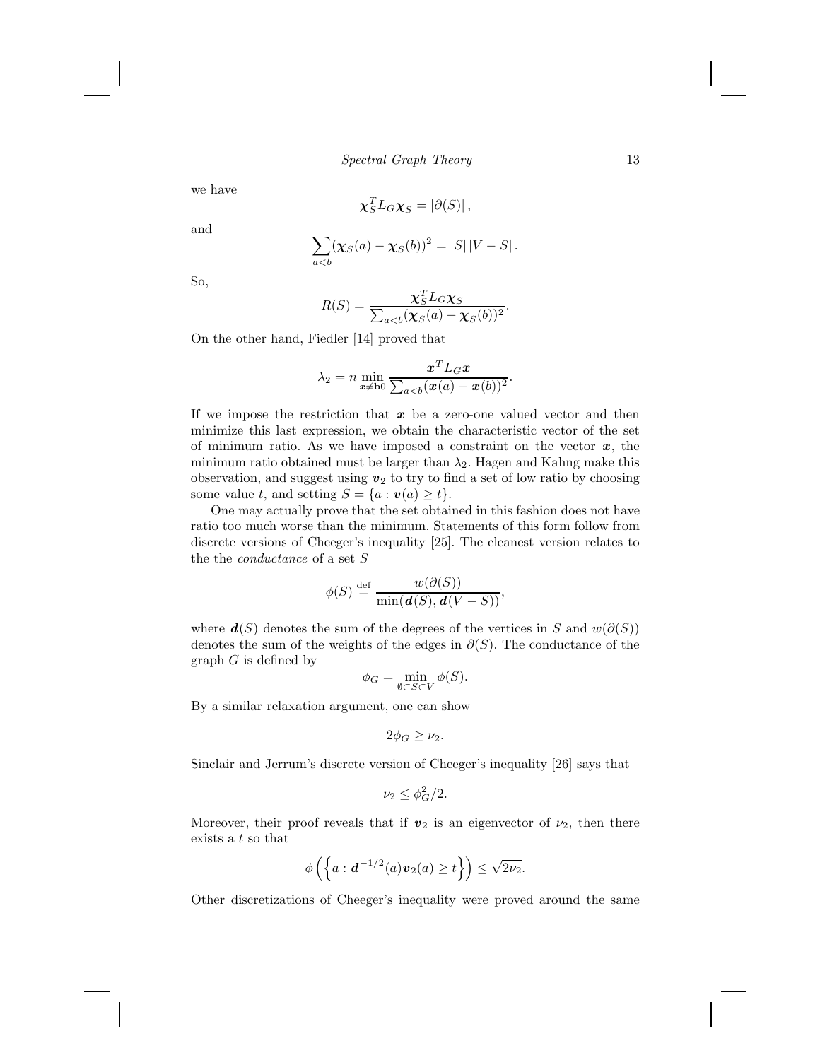we have

$$\boldsymbol{\chi}_S^T L_G \boldsymbol{\chi}_S = |\partial(S)|,$$

and

$$\sum_{a<b} (\boldsymbol{\chi}_S(a) - \boldsymbol{\chi}_S(b))^2 = |S|\,|V - S|.$$

So,

$$R(S) = \frac{\boldsymbol{\chi}_S^T L_G \boldsymbol{\chi}_S}{\sum_{a<b} (\boldsymbol{\chi}_S(a) - \boldsymbol{\chi}_S(b))^2}.$$

On the other hand, Fiedler [14] proved that

$$\lambda_2 = n \min_{\boldsymbol{x} \neq \mathbf{b}0} \frac{\boldsymbol{x}^T L_G \boldsymbol{x}}{\sum_{a<b} (\boldsymbol{x}(a) - \boldsymbol{x}(b))^2}.$$

If we impose the restriction that $\boldsymbol{x}$ be a zero-one valued vector and then minimize this last expression, we obtain the characteristic vector of the set of minimum ratio. As we have imposed a constraint on the vector $\boldsymbol{x}$, the minimum ratio obtained must be larger than $\lambda_2$. Hagen and Kahng make this observation, and suggest using $\boldsymbol{v}_2$ to try to find a set of low ratio by choosing some value $t$, and setting $S = \{a : \boldsymbol{v}(a) \geq t\}$.

One may actually prove that the set obtained in this fashion does not have ratio too much worse than the minimum. Statements of this form follow from discrete versions of Cheeger's inequality [25]. The cleanest version relates to the the *conductance* of a set $S$

$$\phi(S) \stackrel{\text{def}}{=} \frac{w(\partial(S))}{\min(\boldsymbol{d}(S), \boldsymbol{d}(V - S))},$$

where $\boldsymbol{d}(S)$ denotes the sum of the degrees of the vertices in $S$ and $w(\partial(S))$ denotes the sum of the weights of the edges in $\partial(S)$. The conductance of the graph $G$ is defined by

$$\phi_G = \min_{\emptyset \subset S \subset V} \phi(S).$$

By a similar relaxation argument, one can show

$$2\phi_G \geq \nu_2.$$

Sinclair and Jerrum's discrete version of Cheeger's inequality [26] says that

$$\nu_2 \leq \phi_G^2/2.$$

Moreover, their proof reveals that if $\boldsymbol{v}_2$ is an eigenvector of $\nu_2$, then there exists a $t$ so that

$$\phi\left(\left\{a : \boldsymbol{d}^{-1/2}(a)\boldsymbol{v}_2(a) \geq t\right\}\right) \leq \sqrt{2\nu_2}.$$

Other discretizations of Cheeger's inequality were proved around the same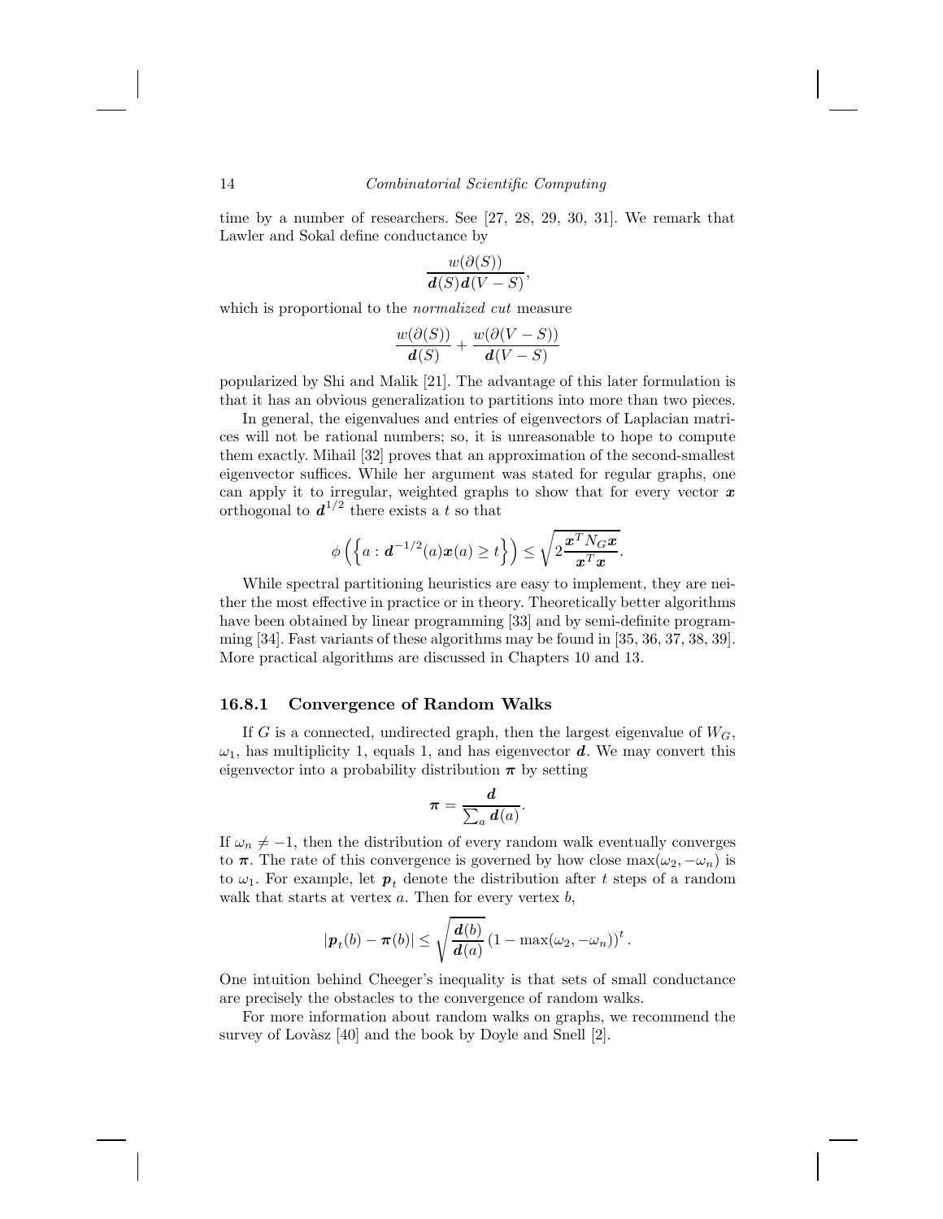time by a number of researchers. See [27, 28, 29, 30, 31]. We remark that Lawler and Sokal define conductance by

$$\frac{w(\partial(S))}{\boldsymbol{d}(S)\boldsymbol{d}(V-S)},$$

which is proportional to the *normalized cut* measure

$$\frac{w(\partial(S))}{\boldsymbol{d}(S)} + \frac{w(\partial(V-S))}{\boldsymbol{d}(V-S)}$$

popularized by Shi and Malik [21]. The advantage of this later formulation is that it has an obvious generalization to partitions into more than two pieces.

In general, the eigenvalues and entries of eigenvectors of Laplacian matrices will not be rational numbers; so, it is unreasonable to hope to compute them exactly. Mihail [32] proves that an approximation of the second-smallest eigenvector suffices. While her argument was stated for regular graphs, one can apply it to irregular, weighted graphs to show that for every vector $\boldsymbol{x}$ orthogonal to $\boldsymbol{d}^{1/2}$ there exists a $t$ so that

$$\phi\left(\left\{a : \boldsymbol{d}^{-1/2}(a)\boldsymbol{x}(a) \geq t\right\}\right) \leq \sqrt{2\frac{\boldsymbol{x}^T N_G \boldsymbol{x}}{\boldsymbol{x}^T \boldsymbol{x}}}.$$

While spectral partitioning heuristics are easy to implement, they are neither the most effective in practice or in theory. Theoretically better algorithms have been obtained by linear programming [33] and by semi-definite programming [34]. Fast variants of these algorithms may be found in [35, 36, 37, 38, 39]. More practical algorithms are discussed in Chapters 10 and 13.

### 16.8.1 Convergence of Random Walks

If $G$ is a connected, undirected graph, then the largest eigenvalue of $W_G$, $\omega_1$, has multiplicity 1, equals 1, and has eigenvector $\boldsymbol{d}$. We may convert this eigenvector into a probability distribution $\boldsymbol{\pi}$ by setting

$$\boldsymbol{\pi} = \frac{\boldsymbol{d}}{\sum_a \boldsymbol{d}(a)}.$$

If $\omega_n \neq -1$, then the distribution of every random walk eventually converges to $\boldsymbol{\pi}$. The rate of this convergence is governed by how close $\max(\omega_2, -\omega_n)$ is to $\omega_1$. For example, let $\boldsymbol{p}_t$ denote the distribution after $t$ steps of a random walk that starts at vertex $a$. Then for every vertex $b$,

$$|\boldsymbol{p}_t(b) - \boldsymbol{\pi}(b)| \leq \sqrt{\frac{\boldsymbol{d}(b)}{\boldsymbol{d}(a)}} \left(1 - \max(\omega_2, -\omega_n)\right)^t.$$

One intuition behind Cheeger's inequality is that sets of small conductance are precisely the obstacles to the convergence of random walks.

For more information about random walks on graphs, we recommend the survey of Lovàsz [40] and the book by Doyle and Snell [2].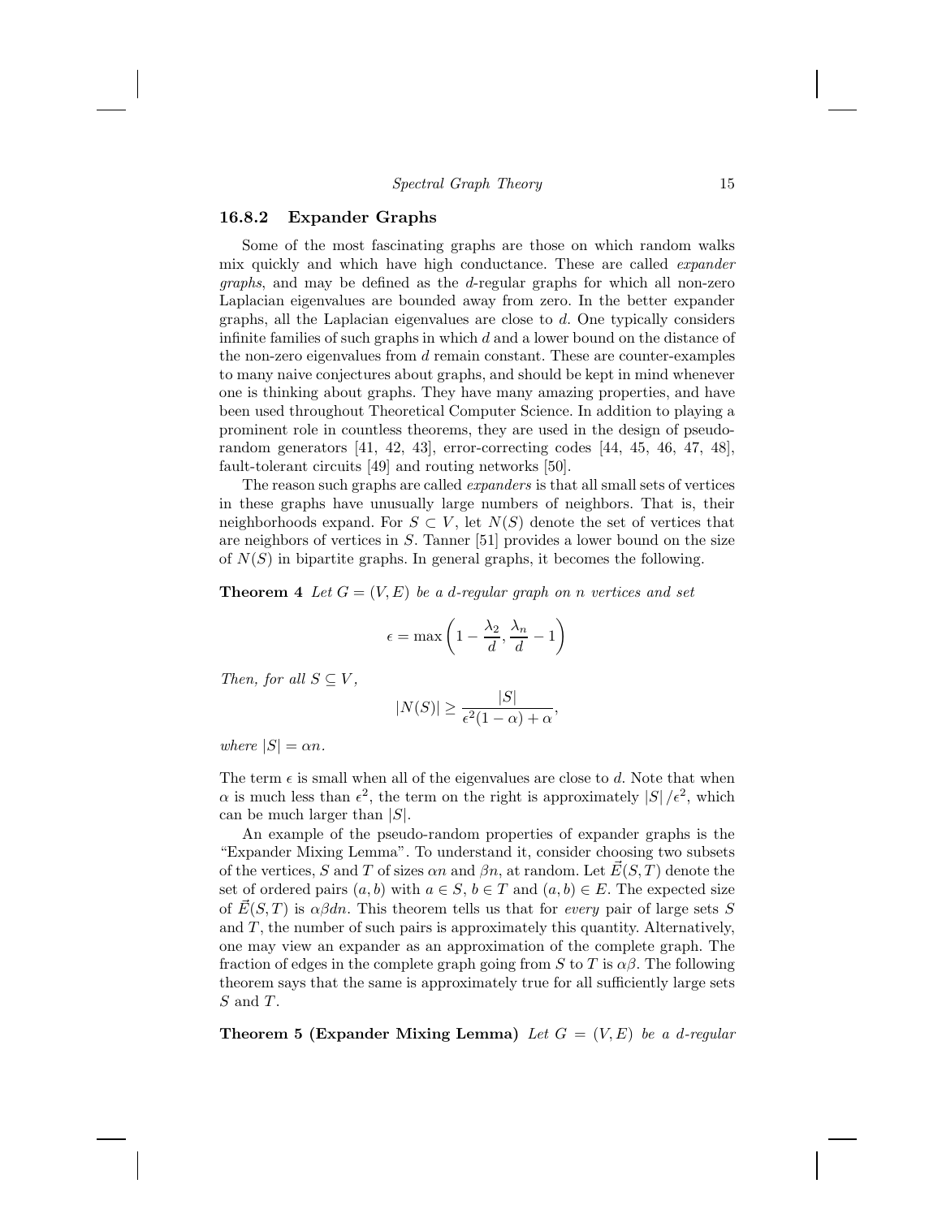### 16.8.2 Expander Graphs

Some of the most fascinating graphs are those on which random walks mix quickly and which have high conductance. These are called *expander graphs*, and may be defined as the $d$-regular graphs for which all non-zero Laplacian eigenvalues are bounded away from zero. In the better expander graphs, all the Laplacian eigenvalues are close to $d$. One typically considers infinite families of such graphs in which $d$ and a lower bound on the distance of the non-zero eigenvalues from $d$ remain constant. These are counter-examples to many naive conjectures about graphs, and should be kept in mind whenever one is thinking about graphs. They have many amazing properties, and have been used throughout Theoretical Computer Science. In addition to playing a prominent role in countless theorems, they are used in the design of pseudo-random generators [41, 42, 43], error-correcting codes [44, 45, 46, 47, 48], fault-tolerant circuits [49] and routing networks [50].

The reason such graphs are called *expanders* is that all small sets of vertices in these graphs have unusually large numbers of neighbors. That is, their neighborhoods expand. For $S \subset V$, let $N(S)$ denote the set of vertices that are neighbors of vertices in $S$. Tanner [51] provides a lower bound on the size of $N(S)$ in bipartite graphs. In general graphs, it becomes the following.

**Theorem 4** *Let $G = (V, E)$ be a $d$-regular graph on $n$ vertices and set*

$$\epsilon = \max\left(1 - \frac{\lambda_2}{d}, \frac{\lambda_n}{d} - 1\right)$$

*Then, for all $S \subseteq V$,*

$$|N(S)| \geq \frac{|S|}{\epsilon^2(1-\alpha) + \alpha},$$

*where $|S| = \alpha n$.*

The term $\epsilon$ is small when all of the eigenvalues are close to $d$. Note that when $\alpha$ is much less than $\epsilon^2$, the term on the right is approximately $|S|/\epsilon^2$, which can be much larger than $|S|$.

An example of the pseudo-random properties of expander graphs is the "Expander Mixing Lemma". To understand it, consider choosing two subsets of the vertices, $S$ and $T$ of sizes $\alpha n$ and $\beta n$, at random. Let $\vec{E}(S, T)$ denote the set of ordered pairs $(a, b)$ with $a \in S$, $b \in T$ and $(a, b) \in E$. The expected size of $\vec{E}(S, T)$ is $\alpha \beta d n$. This theorem tells us that for *every* pair of large sets $S$ and $T$, the number of such pairs is approximately this quantity. Alternatively, one may view an expander as an approximation of the complete graph. The fraction of edges in the complete graph going from $S$ to $T$ is $\alpha\beta$. The following theorem says that the same is approximately true for all sufficiently large sets $S$ and $T$.

**Theorem 5 (Expander Mixing Lemma)** *Let $G = (V, E)$ be a $d$-regular*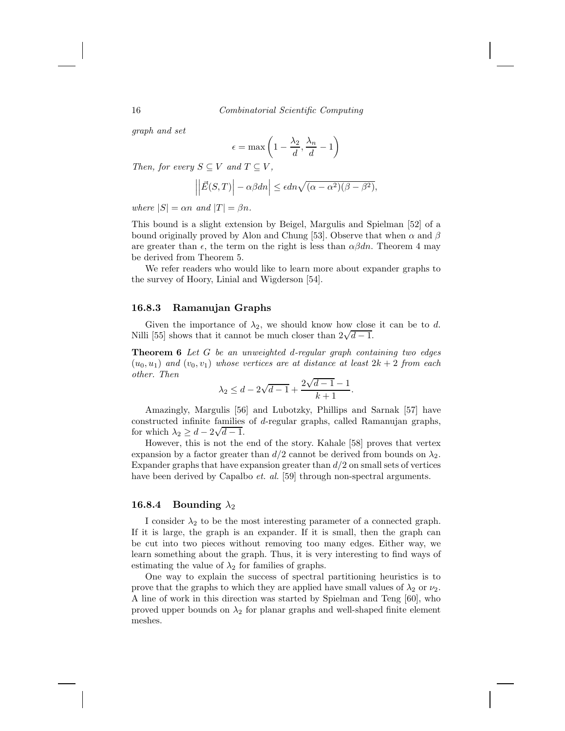*graph and set*

$$\epsilon = \max\left(1 - \frac{\lambda_2}{d}, \frac{\lambda_n}{d} - 1\right)$$

*Then, for every $S \subseteq V$ and $T \subseteq V$,*

$$\left|\left|\vec{E}(S,T)\right| - \alpha\beta dn\right| \leq \epsilon dn\sqrt{(\alpha - \alpha^2)(\beta - \beta^2)},$$

*where $|S| = \alpha n$ and $|T| = \beta n$.*

This bound is a slight extension by Beigel, Margulis and Spielman [52] of a bound originally proved by Alon and Chung [53]. Observe that when $\alpha$ and $\beta$ are greater than $\epsilon$, the term on the right is less than $\alpha\beta dn$. Theorem 4 may be derived from Theorem 5.

We refer readers who would like to learn more about expander graphs to the survey of Hoory, Linial and Wigderson [54].

### 16.8.3 Ramanujan Graphs

Given the importance of $\lambda_2$, we should know how close it can be to $d$. Nilli [55] shows that it cannot be much closer than $2\sqrt{d-1}$.

**Theorem 6** *Let $G$ be an unweighted $d$-regular graph containing two edges $(u_0, u_1)$ and $(v_0, v_1)$ whose vertices are at distance at least $2k+2$ from each other. Then*

$$\lambda_2 \leq d - 2\sqrt{d-1} + \frac{2\sqrt{d-1} - 1}{k+1}.$$

Amazingly, Margulis [56] and Lubotzky, Phillips and Sarnak [57] have constructed infinite families of $d$-regular graphs, called Ramanujan graphs, for which $\lambda_2 \geq d - 2\sqrt{d-1}$.

However, this is not the end of the story. Kahale [58] proves that vertex expansion by a factor greater than $d/2$ cannot be derived from bounds on $\lambda_2$. Expander graphs that have expansion greater than $d/2$ on small sets of vertices have been derived by Capalbo *et. al.* [59] through non-spectral arguments.

### 16.8.4 Bounding $\lambda_2$

I consider $\lambda_2$ to be the most interesting parameter of a connected graph. If it is large, the graph is an expander. If it is small, then the graph can be cut into two pieces without removing too many edges. Either way, we learn something about the graph. Thus, it is very interesting to find ways of estimating the value of $\lambda_2$ for families of graphs.

One way to explain the success of spectral partitioning heuristics is to prove that the graphs to which they are applied have small values of $\lambda_2$ or $\nu_2$. A line of work in this direction was started by Spielman and Teng [60], who proved upper bounds on $\lambda_2$ for planar graphs and well-shaped finite element meshes.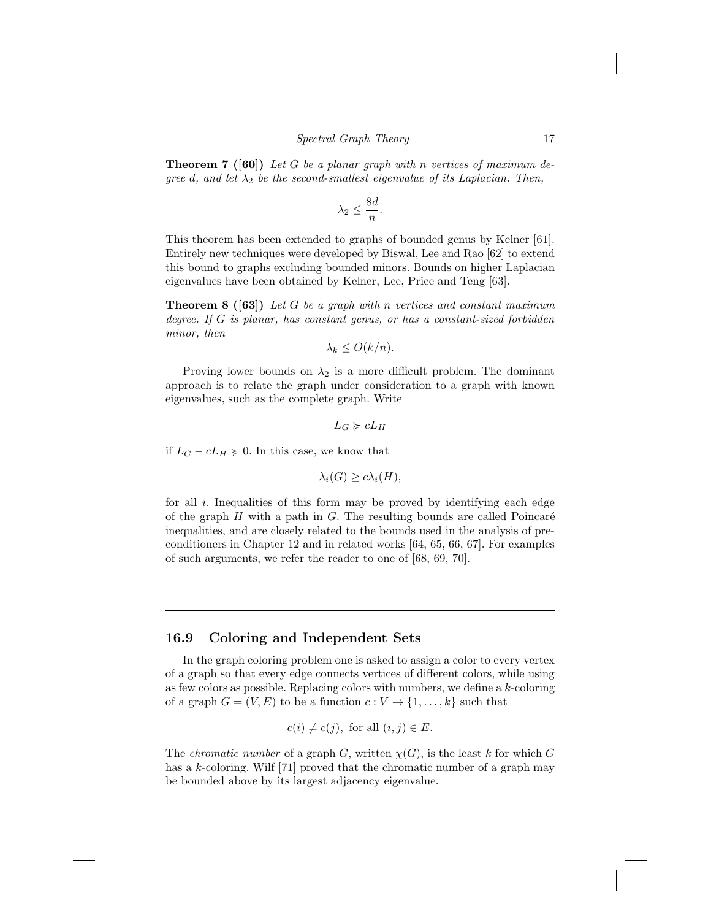**Theorem 7 ([60])** *Let $G$ be a planar graph with $n$ vertices of maximum degree $d$, and let $\lambda_2$ be the second-smallest eigenvalue of its Laplacian. Then,*

$$\lambda_2 \leq \frac{8d}{n}.$$

This theorem has been extended to graphs of bounded genus by Kelner [61]. Entirely new techniques were developed by Biswal, Lee and Rao [62] to extend this bound to graphs excluding bounded minors. Bounds on higher Laplacian eigenvalues have been obtained by Kelner, Lee, Price and Teng [63].

**Theorem 8 ([63])** *Let $G$ be a graph with $n$ vertices and constant maximum degree. If $G$ is planar, has constant genus, or has a constant-sized forbidden minor, then*

$$\lambda_k \leq O(k/n).$$

Proving lower bounds on $\lambda_2$ is a more difficult problem. The dominant approach is to relate the graph under consideration to a graph with known eigenvalues, such as the complete graph. Write

$$L_G \succcurlyeq cL_H$$

if $L_G - cL_H \succcurlyeq 0$. In this case, we know that

$$\lambda_i(G) \geq c\lambda_i(H),$$

for all $i$. Inequalities of this form may be proved by identifying each edge of the graph $H$ with a path in $G$. The resulting bounds are called Poincaré inequalities, and are closely related to the bounds used in the analysis of preconditioners in Chapter 12 and in related works [64, 65, 66, 67]. For examples of such arguments, we refer the reader to one of [68, 69, 70].

## 16.9 Coloring and Independent Sets

In the graph coloring problem one is asked to assign a color to every vertex of a graph so that every edge connects vertices of different colors, while using as few colors as possible. Replacing colors with numbers, we define a $k$-coloring of a graph $G = (V, E)$ to be a function $c : V \to \{1, \ldots, k\}$ such that

$$c(i) \neq c(j), \text{ for all } (i, j) \in E.$$

The *chromatic number* of a graph $G$, written $\chi(G)$, is the least $k$ for which $G$ has a $k$-coloring. Wilf [71] proved that the chromatic number of a graph may be bounded above by its largest adjacency eigenvalue.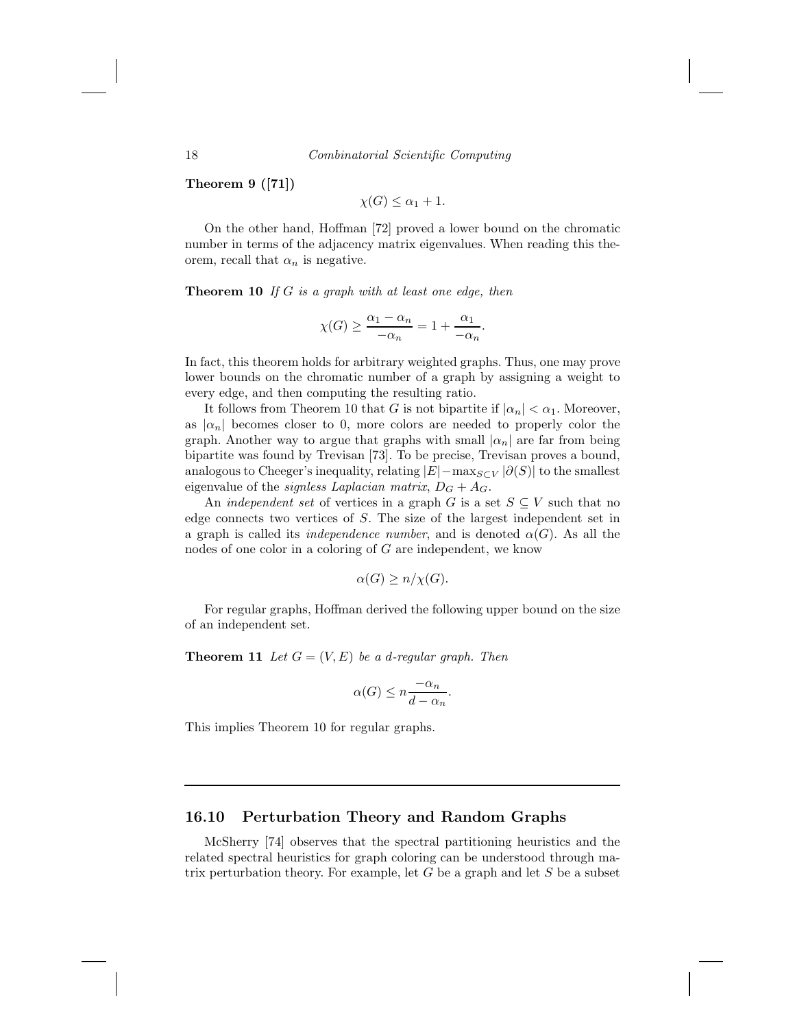**Theorem 9 ([71])**

$$\chi(G) \leq \alpha_1 + 1.$$

On the other hand, Hoffman [72] proved a lower bound on the chromatic number in terms of the adjacency matrix eigenvalues. When reading this theorem, recall that $\alpha_n$ is negative.

**Theorem 10** *If $G$ is a graph with at least one edge, then*

$$\chi(G) \geq \frac{\alpha_1 - \alpha_n}{-\alpha_n} = 1 + \frac{\alpha_1}{-\alpha_n}.$$

In fact, this theorem holds for arbitrary weighted graphs. Thus, one may prove lower bounds on the chromatic number of a graph by assigning a weight to every edge, and then computing the resulting ratio.

It follows from Theorem 10 that $G$ is not bipartite if $|\alpha_n| < \alpha_1$. Moreover, as $|\alpha_n|$ becomes closer to 0, more colors are needed to properly color the graph. Another way to argue that graphs with small $|\alpha_n|$ are far from being bipartite was found by Trevisan [73]. To be precise, Trevisan proves a bound, analogous to Cheeger's inequality, relating $|E| - \max_{S \subset V} |\partial(S)|$ to the smallest eigenvalue of the *signless Laplacian matrix*, $D_G + A_G$.

An *independent set* of vertices in a graph $G$ is a set $S \subseteq V$ such that no edge connects two vertices of $S$. The size of the largest independent set in a graph is called its *independence number*, and is denoted $\alpha(G)$. As all the nodes of one color in a coloring of $G$ are independent, we know

$$\alpha(G) \geq n/\chi(G).$$

For regular graphs, Hoffman derived the following upper bound on the size of an independent set.

**Theorem 11** *Let $G = (V, E)$ be a $d$-regular graph. Then*

$$\alpha(G) \leq n \frac{-\alpha_n}{d - \alpha_n}.$$

This implies Theorem 10 for regular graphs.

## 16.10 Perturbation Theory and Random Graphs

McSherry [74] observes that the spectral partitioning heuristics and the related spectral heuristics for graph coloring can be understood through matrix perturbation theory. For example, let $G$ be a graph and let $S$ be a subset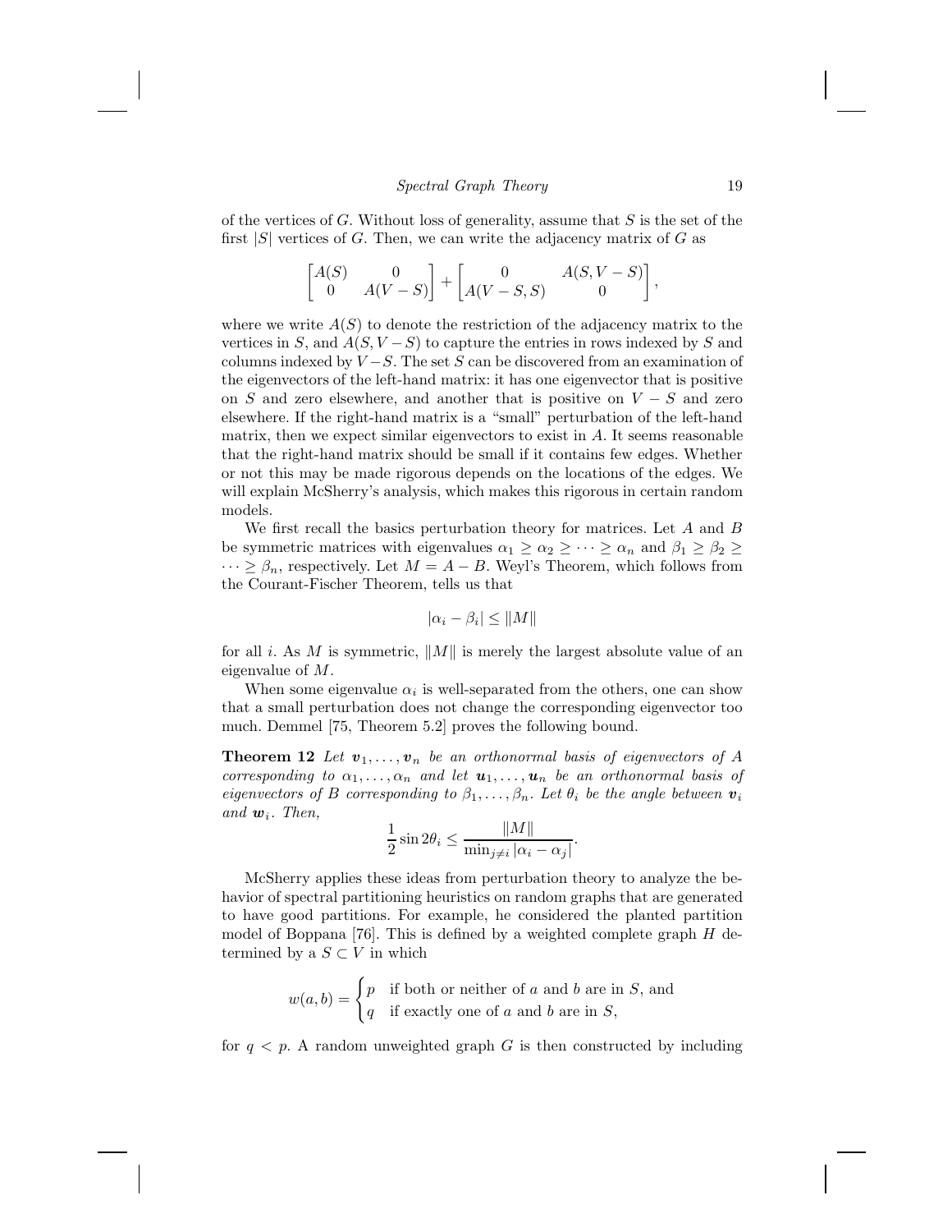of the vertices of $G$. Without loss of generality, assume that $S$ is the set of the first $|S|$ vertices of $G$. Then, we can write the adjacency matrix of $G$ as

$$\begin{bmatrix} A(S) & 0 \\ 0 & A(V-S) \end{bmatrix} + \begin{bmatrix} 0 & A(S, V-S) \\ A(V-S, S) & 0 \end{bmatrix},$$

where we write $A(S)$ to denote the restriction of the adjacency matrix to the vertices in $S$, and $A(S, V-S)$ to capture the entries in rows indexed by $S$ and columns indexed by $V-S$. The set $S$ can be discovered from an examination of the eigenvectors of the left-hand matrix: it has one eigenvector that is positive on $S$ and zero elsewhere, and another that is positive on $V-S$ and zero elsewhere. If the right-hand matrix is a "small" perturbation of the left-hand matrix, then we expect similar eigenvectors to exist in $A$. It seems reasonable that the right-hand matrix should be small if it contains few edges. Whether or not this may be made rigorous depends on the locations of the edges. We will explain McSherry's analysis, which makes this rigorous in certain random models.

We first recall the basics perturbation theory for matrices. Let $A$ and $B$ be symmetric matrices with eigenvalues $\alpha_1 \geq \alpha_2 \geq \cdots \geq \alpha_n$ and $\beta_1 \geq \beta_2 \geq \cdots \geq \beta_n$, respectively. Let $M = A - B$. Weyl's Theorem, which follows from the Courant-Fischer Theorem, tells us that

$$|\alpha_i - \beta_i| \leq \|M\|$$

for all $i$. As $M$ is symmetric, $\|M\|$ is merely the largest absolute value of an eigenvalue of $M$.

When some eigenvalue $\alpha_i$ is well-separated from the others, one can show that a small perturbation does not change the corresponding eigenvector too much. Demmel [75, Theorem 5.2] proves the following bound.

**Theorem 12** *Let $\boldsymbol{v}_1, \ldots, \boldsymbol{v}_n$ be an orthonormal basis of eigenvectors of $A$ corresponding to $\alpha_1, \ldots, \alpha_n$ and let $\boldsymbol{u}_1, \ldots, \boldsymbol{u}_n$ be an orthonormal basis of eigenvectors of $B$ corresponding to $\beta_1, \ldots, \beta_n$. Let $\theta_i$ be the angle between $\boldsymbol{v}_i$ and $\boldsymbol{w}_i$. Then,*

$$\frac{1}{2} \sin 2\theta_i \leq \frac{\|M\|}{\min_{j \neq i} |\alpha_i - \alpha_j|}.$$

McSherry applies these ideas from perturbation theory to analyze the behavior of spectral partitioning heuristics on random graphs that are generated to have good partitions. For example, he considered the planted partition model of Boppana [76]. This is defined by a weighted complete graph $H$ determined by a $S \subset V$ in which

$$w(a, b) = \begin{cases} p & \text{if both or neither of } a \text{ and } b \text{ are in } S, \text{ and} \\ q & \text{if exactly one of } a \text{ and } b \text{ are in } S, \end{cases}$$

for $q < p$. A random unweighted graph $G$ is then constructed by including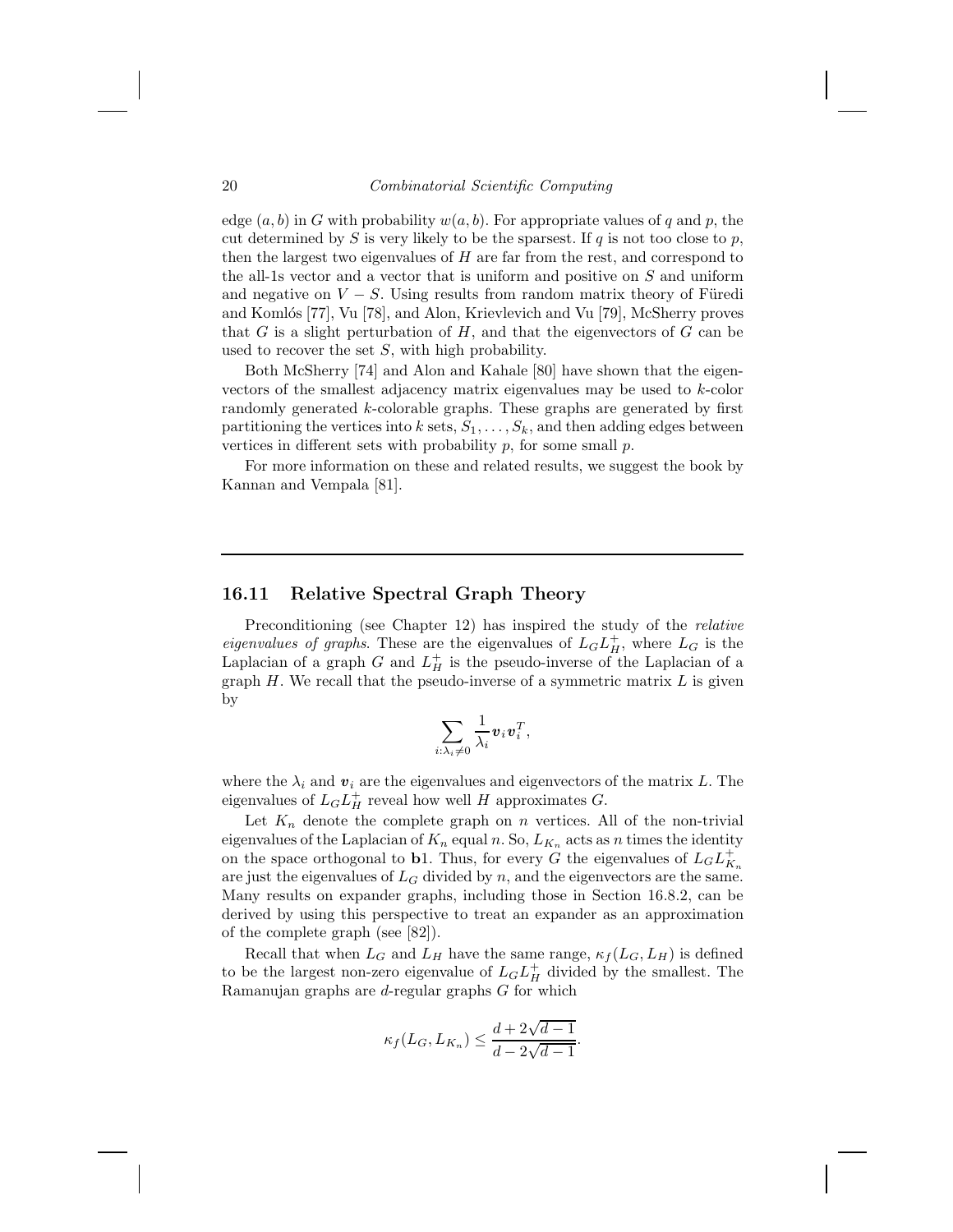edge $(a, b)$ in $G$ with probability $w(a, b)$. For appropriate values of $q$ and $p$, the cut determined by $S$ is very likely to be the sparsest. If $q$ is not too close to $p$, then the largest two eigenvalues of $H$ are far from the rest, and correspond to the all-1s vector and a vector that is uniform and positive on $S$ and uniform and negative on $V - S$. Using results from random matrix theory of Füredi and Komlós [77], Vu [78], and Alon, Krievlevich and Vu [79], McSherry proves that $G$ is a slight perturbation of $H$, and that the eigenvectors of $G$ can be used to recover the set $S$, with high probability.

Both McSherry [74] and Alon and Kahale [80] have shown that the eigenvectors of the smallest adjacency matrix eigenvalues may be used to $k$-color randomly generated $k$-colorable graphs. These graphs are generated by first partitioning the vertices into $k$ sets, $S_1, \ldots, S_k$, and then adding edges between vertices in different sets with probability $p$, for some small $p$.

For more information on these and related results, we suggest the book by Kannan and Vempala [81].

## 16.11 Relative Spectral Graph Theory

Preconditioning (see Chapter 12) has inspired the study of the *relative eigenvalues of graphs*. These are the eigenvalues of $L_G L_H^+$, where $L_G$ is the Laplacian of a graph $G$ and $L_H^+$ is the pseudo-inverse of the Laplacian of a graph $H$. We recall that the pseudo-inverse of a symmetric matrix $L$ is given by

$$\sum_{i:\lambda_i \neq 0} \frac{1}{\lambda_i} \boldsymbol{v}_i \boldsymbol{v}_i^T,$$

where the $\lambda_i$ and $\boldsymbol{v}_i$ are the eigenvalues and eigenvectors of the matrix $L$. The eigenvalues of $L_G L_H^+$ reveal how well $H$ approximates $G$.

Let $K_n$ denote the complete graph on $n$ vertices. All of the non-trivial eigenvalues of the Laplacian of $K_n$ equal $n$. So, $L_{K_n}$ acts as $n$ times the identity on the space orthogonal to $\mathbf{b}1$. Thus, for every $G$ the eigenvalues of $L_G L_{K_n}^+$ are just the eigenvalues of $L_G$ divided by $n$, and the eigenvectors are the same. Many results on expander graphs, including those in Section 16.8.2, can be derived by using this perspective to treat an expander as an approximation of the complete graph (see [82]).

Recall that when $L_G$ and $L_H$ have the same range, $\kappa_f(L_G, L_H)$ is defined to be the largest non-zero eigenvalue of $L_G L_H^+$ divided by the smallest. The Ramanujan graphs are $d$-regular graphs $G$ for which

$$\kappa_f(L_G, L_{K_n}) \leq \frac{d + 2\sqrt{d-1}}{d - 2\sqrt{d-1}}.$$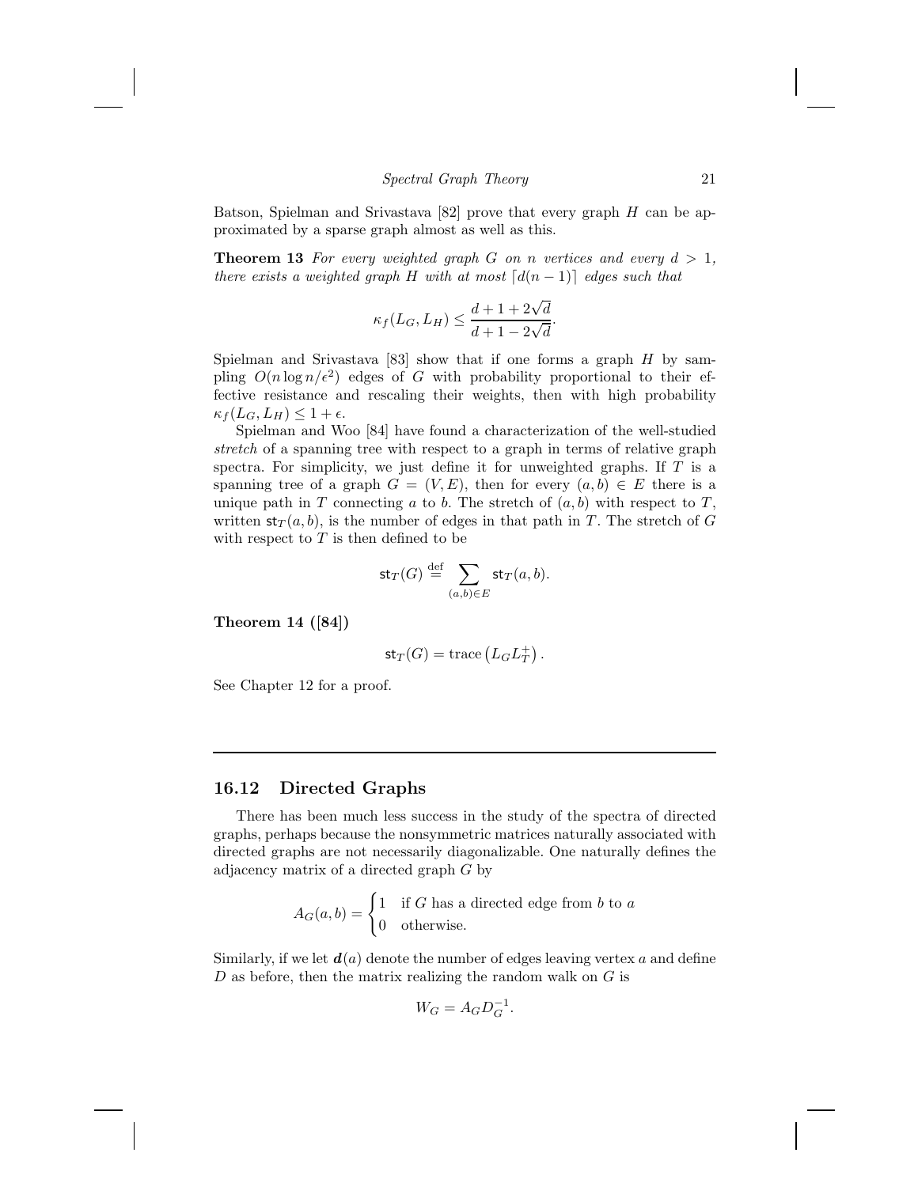Batson, Spielman and Srivastava [82] prove that every graph $H$ can be approximated by a sparse graph almost as well as this.

**Theorem 13** *For every weighted graph $G$ on $n$ vertices and every $d > 1$, there exists a weighted graph $H$ with at most $\lceil d(n-1) \rceil$ edges such that*

$$\kappa_f(L_G, L_H) \leq \frac{d + 1 + 2\sqrt{d}}{d + 1 - 2\sqrt{d}}.$$

Spielman and Srivastava [83] show that if one forms a graph $H$ by sampling $O(n \log n / \epsilon^2)$ edges of $G$ with probability proportional to their effective resistance and rescaling their weights, then with high probability $\kappa_f(L_G, L_H) \leq 1 + \epsilon$.

Spielman and Woo [84] have found a characterization of the well-studied *stretch* of a spanning tree with respect to a graph in terms of relative graph spectra. For simplicity, we just define it for unweighted graphs. If $T$ is a spanning tree of a graph $G = (V, E)$, then for every $(a, b) \in E$ there is a unique path in $T$ connecting $a$ to $b$. The stretch of $(a, b)$ with respect to $T$, written $\mathsf{st}_T(a, b)$, is the number of edges in that path in $T$. The stretch of $G$ with respect to $T$ is then defined to be

$$\mathsf{st}_T(G) \stackrel{\text{def}}{=} \sum_{(a,b) \in E} \mathsf{st}_T(a, b).$$

**Theorem 14 ([84])**

$$\mathsf{st}_T(G) = \operatorname{trace}\left(L_G L_T^+\right).$$

See Chapter 12 for a proof.

---

## 16.12 Directed Graphs

There has been much less success in the study of the spectra of directed graphs, perhaps because the nonsymmetric matrices naturally associated with directed graphs are not necessarily diagonalizable. One naturally defines the adjacency matrix of a directed graph $G$ by

$$A_G(a, b) = \begin{cases} 1 & \text{if } G \text{ has a directed edge from } b \text{ to } a \\ 0 & \text{otherwise.} \end{cases}$$

Similarly, if we let $\boldsymbol{d}(a)$ denote the number of edges leaving vertex $a$ and define $D$ as before, then the matrix realizing the random walk on $G$ is

$$W_G = A_G D_G^{-1}.$$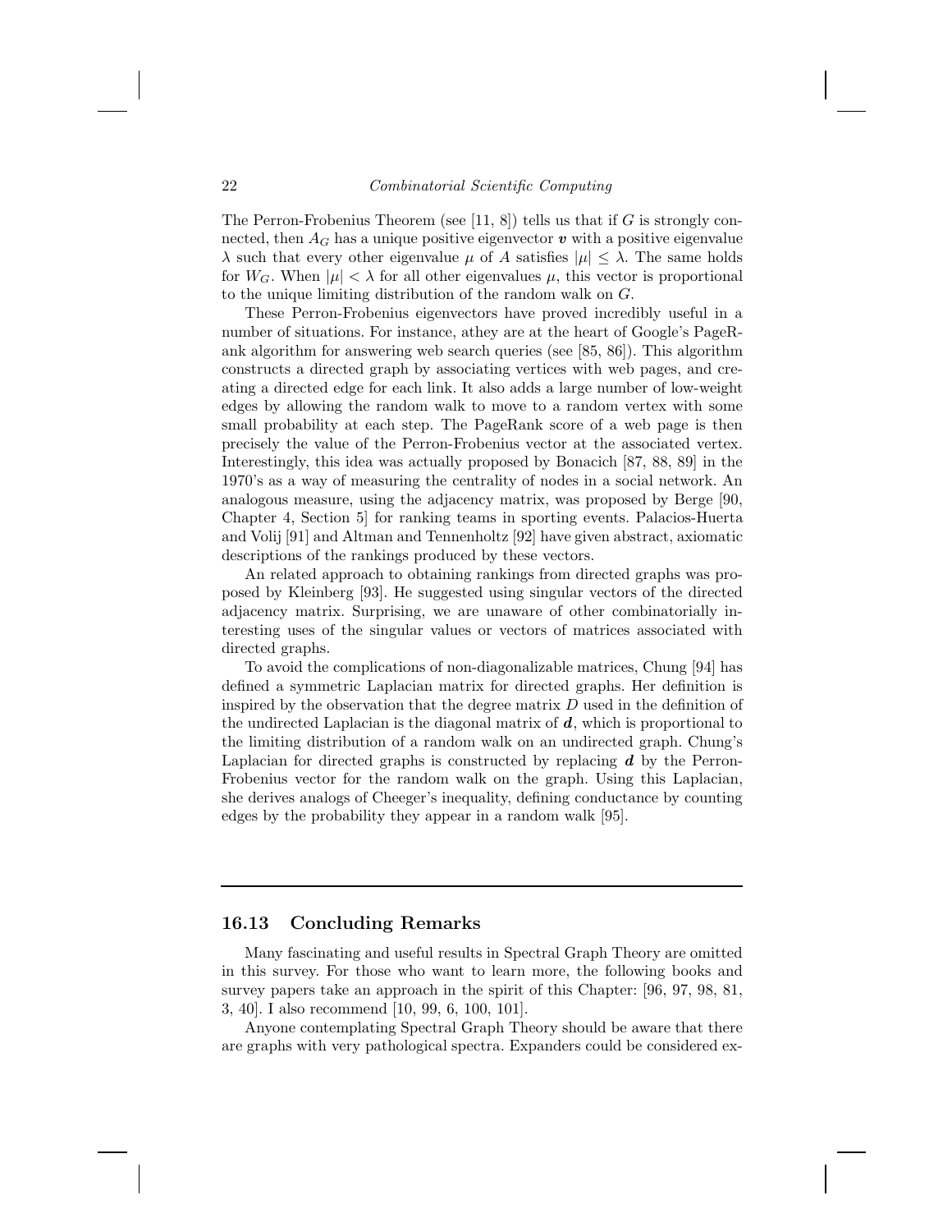The Perron-Frobenius Theorem (see [11, 8]) tells us that if $G$ is strongly connected, then $A_G$ has a unique positive eigenvector $\boldsymbol{v}$ with a positive eigenvalue $\lambda$ such that every other eigenvalue $\mu$ of $A$ satisfies $|\mu| \leq \lambda$. The same holds for $W_G$. When $|\mu| < \lambda$ for all other eigenvalues $\mu$, this vector is proportional to the unique limiting distribution of the random walk on $G$.

These Perron-Frobenius eigenvectors have proved incredibly useful in a number of situations. For instance, athey are at the heart of Google's PageRank algorithm for answering web search queries (see [85, 86]). This algorithm constructs a directed graph by associating vertices with web pages, and creating a directed edge for each link. It also adds a large number of low-weight edges by allowing the random walk to move to a random vertex with some small probability at each step. The PageRank score of a web page is then precisely the value of the Perron-Frobenius vector at the associated vertex. Interestingly, this idea was actually proposed by Bonacich [87, 88, 89] in the 1970's as a way of measuring the centrality of nodes in a social network. An analogous measure, using the adjacency matrix, was proposed by Berge [90, Chapter 4, Section 5] for ranking teams in sporting events. Palacios-Huerta and Volij [91] and Altman and Tennenholtz [92] have given abstract, axiomatic descriptions of the rankings produced by these vectors.

An related approach to obtaining rankings from directed graphs was proposed by Kleinberg [93]. He suggested using singular vectors of the directed adjacency matrix. Surprising, we are unaware of other combinatorially interesting uses of the singular values or vectors of matrices associated with directed graphs.

To avoid the complications of non-diagonalizable matrices, Chung [94] has defined a symmetric Laplacian matrix for directed graphs. Her definition is inspired by the observation that the degree matrix $D$ used in the definition of the undirected Laplacian is the diagonal matrix of $\boldsymbol{d}$, which is proportional to the limiting distribution of a random walk on an undirected graph. Chung's Laplacian for directed graphs is constructed by replacing $\boldsymbol{d}$ by the Perron-Frobenius vector for the random walk on the graph. Using this Laplacian, she derives analogs of Cheeger's inequality, defining conductance by counting edges by the probability they appear in a random walk [95].

## 16.13 Concluding Remarks

Many fascinating and useful results in Spectral Graph Theory are omitted in this survey. For those who want to learn more, the following books and survey papers take an approach in the spirit of this Chapter: [96, 97, 98, 81, 3, 40]. I also recommend [10, 99, 6, 100, 101].

Anyone contemplating Spectral Graph Theory should be aware that there are graphs with very pathological spectra. Expanders could be considered ex-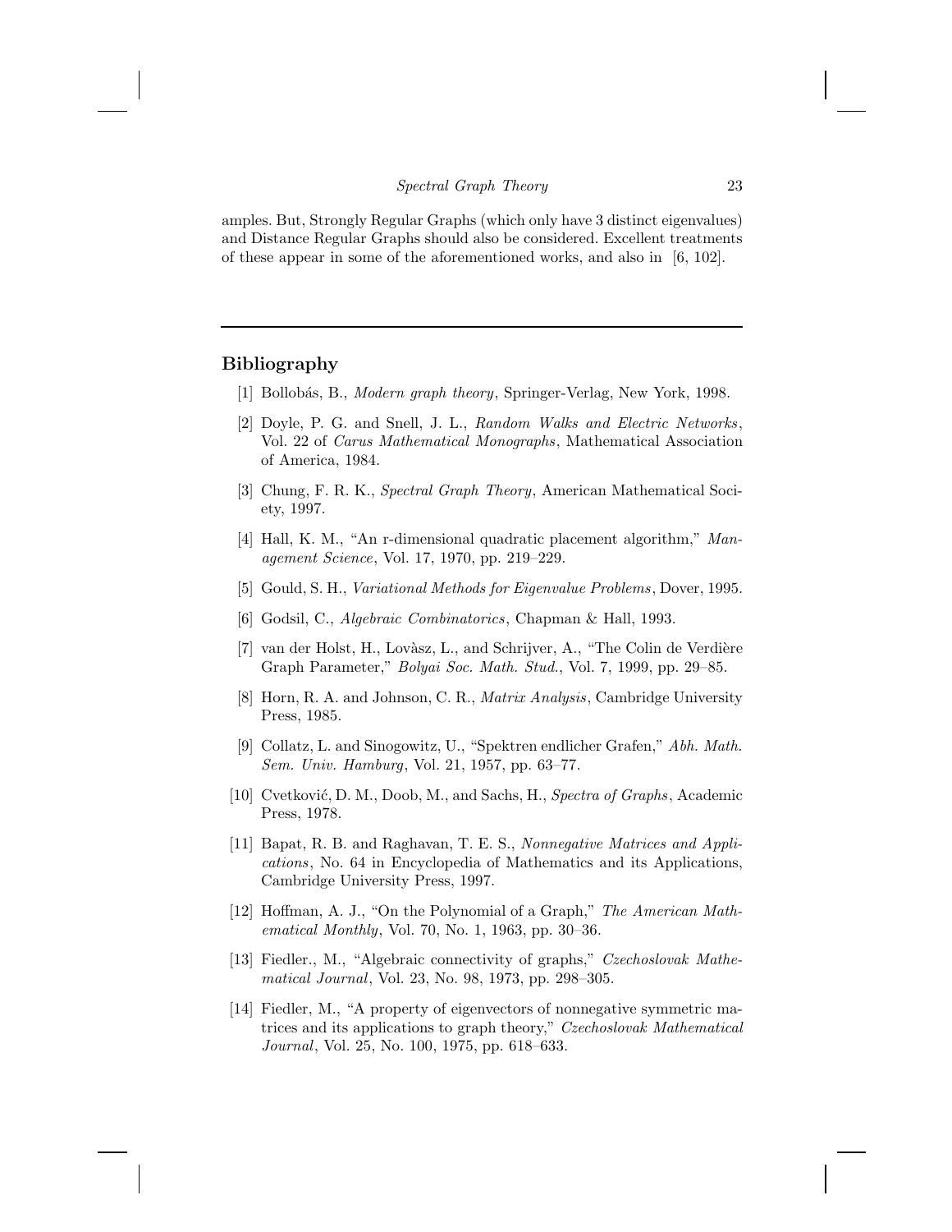amples. But, Strongly Regular Graphs (which only have 3 distinct eigenvalues) and Distance Regular Graphs should also be considered. Excellent treatments of these appear in some of the aforementioned works, and also in [6, 102].

---

## Bibliography

[1] Bollobás, B., *Modern graph theory*, Springer-Verlag, New York, 1998.

[2] Doyle, P. G. and Snell, J. L., *Random Walks and Electric Networks*, Vol. 22 of *Carus Mathematical Monographs*, Mathematical Association of America, 1984.

[3] Chung, F. R. K., *Spectral Graph Theory*, American Mathematical Society, 1997.

[4] Hall, K. M., "An r-dimensional quadratic placement algorithm," *Management Science*, Vol. 17, 1970, pp. 219–229.

[5] Gould, S. H., *Variational Methods for Eigenvalue Problems*, Dover, 1995.

[6] Godsil, C., *Algebraic Combinatorics*, Chapman & Hall, 1993.

[7] van der Holst, H., Lovàsz, L., and Schrijver, A., "The Colin de Verdière Graph Parameter," *Bolyai Soc. Math. Stud.*, Vol. 7, 1999, pp. 29–85.

[8] Horn, R. A. and Johnson, C. R., *Matrix Analysis*, Cambridge University Press, 1985.

[9] Collatz, L. and Sinogowitz, U., "Spektren endlicher Grafen," *Abh. Math. Sem. Univ. Hamburg*, Vol. 21, 1957, pp. 63–77.

[10] Cvetković, D. M., Doob, M., and Sachs, H., *Spectra of Graphs*, Academic Press, 1978.

[11] Bapat, R. B. and Raghavan, T. E. S., *Nonnegative Matrices and Applications*, No. 64 in Encyclopedia of Mathematics and its Applications, Cambridge University Press, 1997.

[12] Hoffman, A. J., "On the Polynomial of a Graph," *The American Mathematical Monthly*, Vol. 70, No. 1, 1963, pp. 30–36.

[13] Fiedler., M., "Algebraic connectivity of graphs," *Czechoslovak Mathematical Journal*, Vol. 23, No. 98, 1973, pp. 298–305.

[14] Fiedler, M., "A property of eigenvectors of nonnegative symmetric matrices and its applications to graph theory," *Czechoslovak Mathematical Journal*, Vol. 25, No. 100, 1975, pp. 618–633.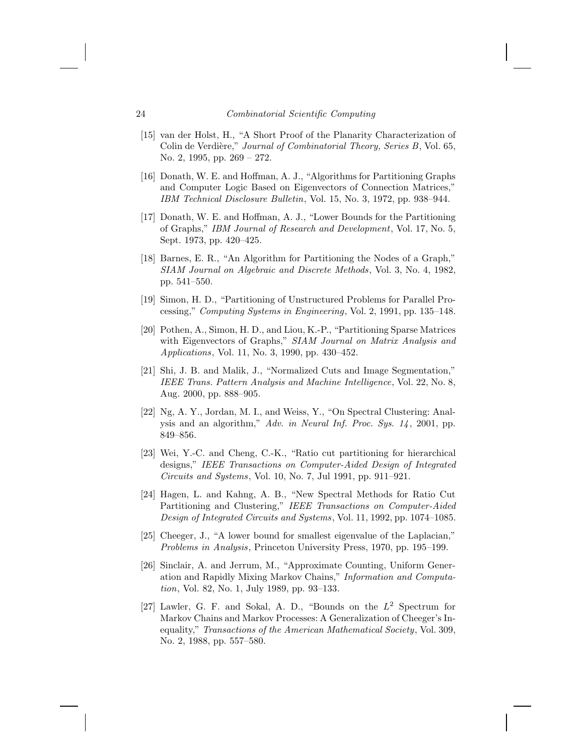[15] van der Holst, H., "A Short Proof of the Planarity Characterization of Colin de Verdière," *Journal of Combinatorial Theory, Series B*, Vol. 65, No. 2, 1995, pp. 269 – 272.

[16] Donath, W. E. and Hoffman, A. J., "Algorithms for Partitioning Graphs and Computer Logic Based on Eigenvectors of Connection Matrices," *IBM Technical Disclosure Bulletin*, Vol. 15, No. 3, 1972, pp. 938–944.

[17] Donath, W. E. and Hoffman, A. J., "Lower Bounds for the Partitioning of Graphs," *IBM Journal of Research and Development*, Vol. 17, No. 5, Sept. 1973, pp. 420–425.

[18] Barnes, E. R., "An Algorithm for Partitioning the Nodes of a Graph," *SIAM Journal on Algebraic and Discrete Methods*, Vol. 3, No. 4, 1982, pp. 541–550.

[19] Simon, H. D., "Partitioning of Unstructured Problems for Parallel Processing," *Computing Systems in Engineering*, Vol. 2, 1991, pp. 135–148.

[20] Pothen, A., Simon, H. D., and Liou, K.-P., "Partitioning Sparse Matrices with Eigenvectors of Graphs," *SIAM Journal on Matrix Analysis and Applications*, Vol. 11, No. 3, 1990, pp. 430–452.

[21] Shi, J. B. and Malik, J., "Normalized Cuts and Image Segmentation," *IEEE Trans. Pattern Analysis and Machine Intelligence*, Vol. 22, No. 8, Aug. 2000, pp. 888–905.

[22] Ng, A. Y., Jordan, M. I., and Weiss, Y., "On Spectral Clustering: Analysis and an algorithm," *Adv. in Neural Inf. Proc. Sys. 14*, 2001, pp. 849–856.

[23] Wei, Y.-C. and Cheng, C.-K., "Ratio cut partitioning for hierarchical designs," *IEEE Transactions on Computer-Aided Design of Integrated Circuits and Systems*, Vol. 10, No. 7, Jul 1991, pp. 911–921.

[24] Hagen, L. and Kahng, A. B., "New Spectral Methods for Ratio Cut Partitioning and Clustering," *IEEE Transactions on Computer-Aided Design of Integrated Circuits and Systems*, Vol. 11, 1992, pp. 1074–1085.

[25] Cheeger, J., "A lower bound for smallest eigenvalue of the Laplacian," *Problems in Analysis*, Princeton University Press, 1970, pp. 195–199.

[26] Sinclair, A. and Jerrum, M., "Approximate Counting, Uniform Generation and Rapidly Mixing Markov Chains," *Information and Computation*, Vol. 82, No. 1, July 1989, pp. 93–133.

[27] Lawler, G. F. and Sokal, A. D., "Bounds on the $L^2$ Spectrum for Markov Chains and Markov Processes: A Generalization of Cheeger's Inequality," *Transactions of the American Mathematical Society*, Vol. 309, No. 2, 1988, pp. 557–580.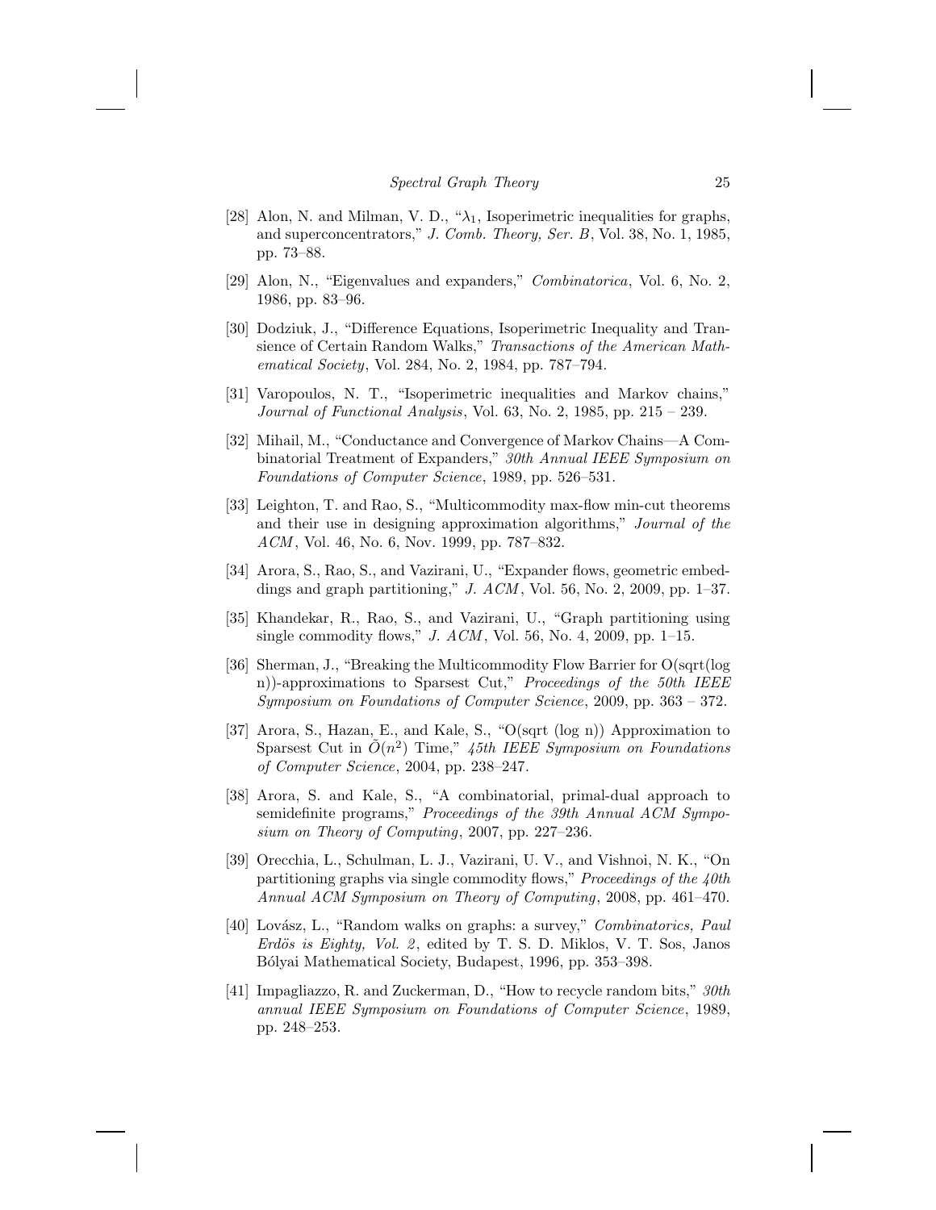[28] Alon, N. and Milman, V. D., "$\lambda_1$, Isoperimetric inequalities for graphs, and superconcentrators," *J. Comb. Theory, Ser. B*, Vol. 38, No. 1, 1985, pp. 73–88.

[29] Alon, N., "Eigenvalues and expanders," *Combinatorica*, Vol. 6, No. 2, 1986, pp. 83–96.

[30] Dodziuk, J., "Difference Equations, Isoperimetric Inequality and Transience of Certain Random Walks," *Transactions of the American Mathematical Society*, Vol. 284, No. 2, 1984, pp. 787–794.

[31] Varopoulos, N. T., "Isoperimetric inequalities and Markov chains," *Journal of Functional Analysis*, Vol. 63, No. 2, 1985, pp. 215 – 239.

[32] Mihail, M., "Conductance and Convergence of Markov Chains—A Combinatorial Treatment of Expanders," *30th Annual IEEE Symposium on Foundations of Computer Science*, 1989, pp. 526–531.

[33] Leighton, T. and Rao, S., "Multicommodity max-flow min-cut theorems and their use in designing approximation algorithms," *Journal of the ACM*, Vol. 46, No. 6, Nov. 1999, pp. 787–832.

[34] Arora, S., Rao, S., and Vazirani, U., "Expander flows, geometric embeddings and graph partitioning," *J. ACM*, Vol. 56, No. 2, 2009, pp. 1–37.

[35] Khandekar, R., Rao, S., and Vazirani, U., "Graph partitioning using single commodity flows," *J. ACM*, Vol. 56, No. 4, 2009, pp. 1–15.

[36] Sherman, J., "Breaking the Multicommodity Flow Barrier for O(sqrt(log n))-approximations to Sparsest Cut," *Proceedings of the 50th IEEE Symposium on Foundations of Computer Science*, 2009, pp. 363 – 372.

[37] Arora, S., Hazan, E., and Kale, S., "O(sqrt (log n)) Approximation to Sparsest Cut in $\tilde{O}(n^2)$ Time," *45th IEEE Symposium on Foundations of Computer Science*, 2004, pp. 238–247.

[38] Arora, S. and Kale, S., "A combinatorial, primal-dual approach to semidefinite programs," *Proceedings of the 39th Annual ACM Symposium on Theory of Computing*, 2007, pp. 227–236.

[39] Orecchia, L., Schulman, L. J., Vazirani, U. V., and Vishnoi, N. K., "On partitioning graphs via single commodity flows," *Proceedings of the 40th Annual ACM Symposium on Theory of Computing*, 2008, pp. 461–470.

[40] Lovász, L., "Random walks on graphs: a survey," *Combinatorics, Paul Erdös is Eighty, Vol. 2*, edited by T. S. D. Miklos, V. T. Sos, Janos Bólyai Mathematical Society, Budapest, 1996, pp. 353–398.

[41] Impagliazzo, R. and Zuckerman, D., "How to recycle random bits," *30th annual IEEE Symposium on Foundations of Computer Science*, 1989, pp. 248–253.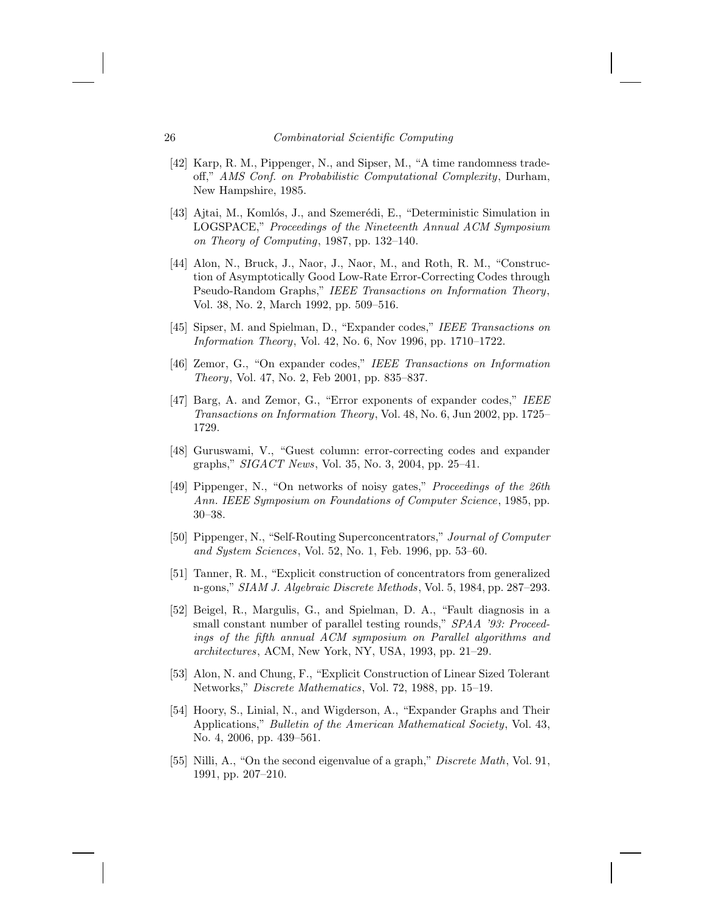[42] Karp, R. M., Pippenger, N., and Sipser, M., "A time randomness tradeoff," *AMS Conf. on Probabilistic Computational Complexity*, Durham, New Hampshire, 1985.

[43] Ajtai, M., Komlós, J., and Szemerédi, E., "Deterministic Simulation in LOGSPACE," *Proceedings of the Nineteenth Annual ACM Symposium on Theory of Computing*, 1987, pp. 132–140.

[44] Alon, N., Bruck, J., Naor, J., Naor, M., and Roth, R. M., "Construction of Asymptotically Good Low-Rate Error-Correcting Codes through Pseudo-Random Graphs," *IEEE Transactions on Information Theory*, Vol. 38, No. 2, March 1992, pp. 509–516.

[45] Sipser, M. and Spielman, D., "Expander codes," *IEEE Transactions on Information Theory*, Vol. 42, No. 6, Nov 1996, pp. 1710–1722.

[46] Zemor, G., "On expander codes," *IEEE Transactions on Information Theory*, Vol. 47, No. 2, Feb 2001, pp. 835–837.

[47] Barg, A. and Zemor, G., "Error exponents of expander codes," *IEEE Transactions on Information Theory*, Vol. 48, No. 6, Jun 2002, pp. 1725–1729.

[48] Guruswami, V., "Guest column: error-correcting codes and expander graphs," *SIGACT News*, Vol. 35, No. 3, 2004, pp. 25–41.

[49] Pippenger, N., "On networks of noisy gates," *Proceedings of the 26th Ann. IEEE Symposium on Foundations of Computer Science*, 1985, pp. 30–38.

[50] Pippenger, N., "Self-Routing Superconcentrators," *Journal of Computer and System Sciences*, Vol. 52, No. 1, Feb. 1996, pp. 53–60.

[51] Tanner, R. M., "Explicit construction of concentrators from generalized n-gons," *SIAM J. Algebraic Discrete Methods*, Vol. 5, 1984, pp. 287–293.

[52] Beigel, R., Margulis, G., and Spielman, D. A., "Fault diagnosis in a small constant number of parallel testing rounds," *SPAA '93: Proceedings of the fifth annual ACM symposium on Parallel algorithms and architectures*, ACM, New York, NY, USA, 1993, pp. 21–29.

[53] Alon, N. and Chung, F., "Explicit Construction of Linear Sized Tolerant Networks," *Discrete Mathematics*, Vol. 72, 1988, pp. 15–19.

[54] Hoory, S., Linial, N., and Wigderson, A., "Expander Graphs and Their Applications," *Bulletin of the American Mathematical Society*, Vol. 43, No. 4, 2006, pp. 439–561.

[55] Nilli, A., "On the second eigenvalue of a graph," *Discrete Math*, Vol. 91, 1991, pp. 207–210.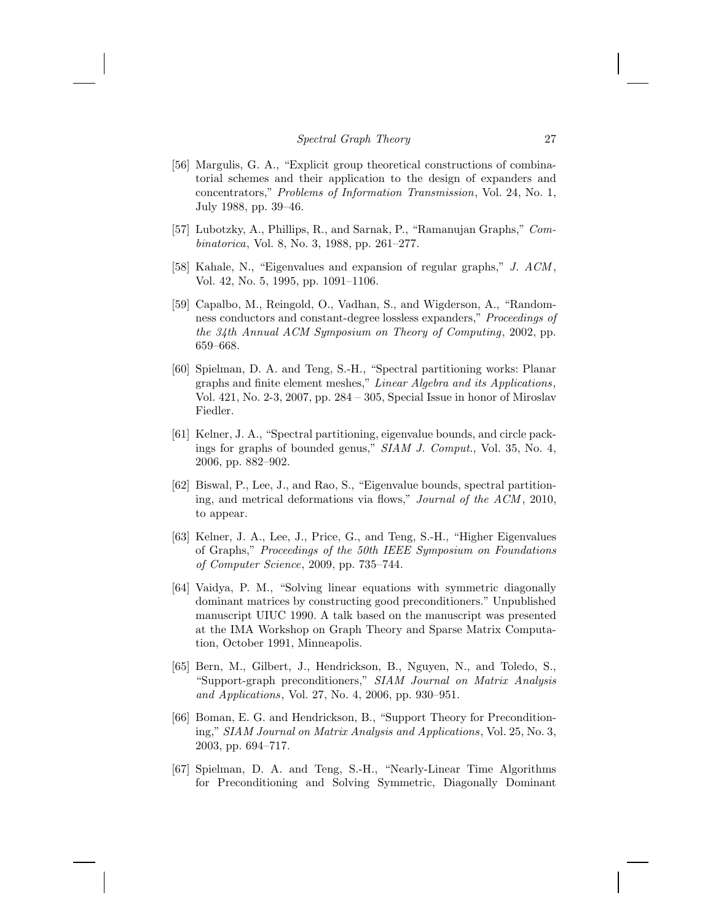[56] Margulis, G. A., "Explicit group theoretical constructions of combinatorial schemes and their application to the design of expanders and concentrators," *Problems of Information Transmission*, Vol. 24, No. 1, July 1988, pp. 39–46.

[57] Lubotzky, A., Phillips, R., and Sarnak, P., "Ramanujan Graphs," *Combinatorica*, Vol. 8, No. 3, 1988, pp. 261–277.

[58] Kahale, N., "Eigenvalues and expansion of regular graphs," *J. ACM*, Vol. 42, No. 5, 1995, pp. 1091–1106.

[59] Capalbo, M., Reingold, O., Vadhan, S., and Wigderson, A., "Randomness conductors and constant-degree lossless expanders," *Proceedings of the 34th Annual ACM Symposium on Theory of Computing*, 2002, pp. 659–668.

[60] Spielman, D. A. and Teng, S.-H., "Spectral partitioning works: Planar graphs and finite element meshes," *Linear Algebra and its Applications*, Vol. 421, No. 2-3, 2007, pp. 284 – 305, Special Issue in honor of Miroslav Fiedler.

[61] Kelner, J. A., "Spectral partitioning, eigenvalue bounds, and circle packings for graphs of bounded genus," *SIAM J. Comput.*, Vol. 35, No. 4, 2006, pp. 882–902.

[62] Biswal, P., Lee, J., and Rao, S., "Eigenvalue bounds, spectral partitioning, and metrical deformations via flows," *Journal of the ACM*, 2010, to appear.

[63] Kelner, J. A., Lee, J., Price, G., and Teng, S.-H., "Higher Eigenvalues of Graphs," *Proceedings of the 50th IEEE Symposium on Foundations of Computer Science*, 2009, pp. 735–744.

[64] Vaidya, P. M., "Solving linear equations with symmetric diagonally dominant matrices by constructing good preconditioners." Unpublished manuscript UIUC 1990. A talk based on the manuscript was presented at the IMA Workshop on Graph Theory and Sparse Matrix Computation, October 1991, Minneapolis.

[65] Bern, M., Gilbert, J., Hendrickson, B., Nguyen, N., and Toledo, S., "Support-graph preconditioners," *SIAM Journal on Matrix Analysis and Applications*, Vol. 27, No. 4, 2006, pp. 930–951.

[66] Boman, E. G. and Hendrickson, B., "Support Theory for Preconditioning," *SIAM Journal on Matrix Analysis and Applications*, Vol. 25, No. 3, 2003, pp. 694–717.

[67] Spielman, D. A. and Teng, S.-H., "Nearly-Linear Time Algorithms for Preconditioning and Solving Symmetric, Diagonally Dominant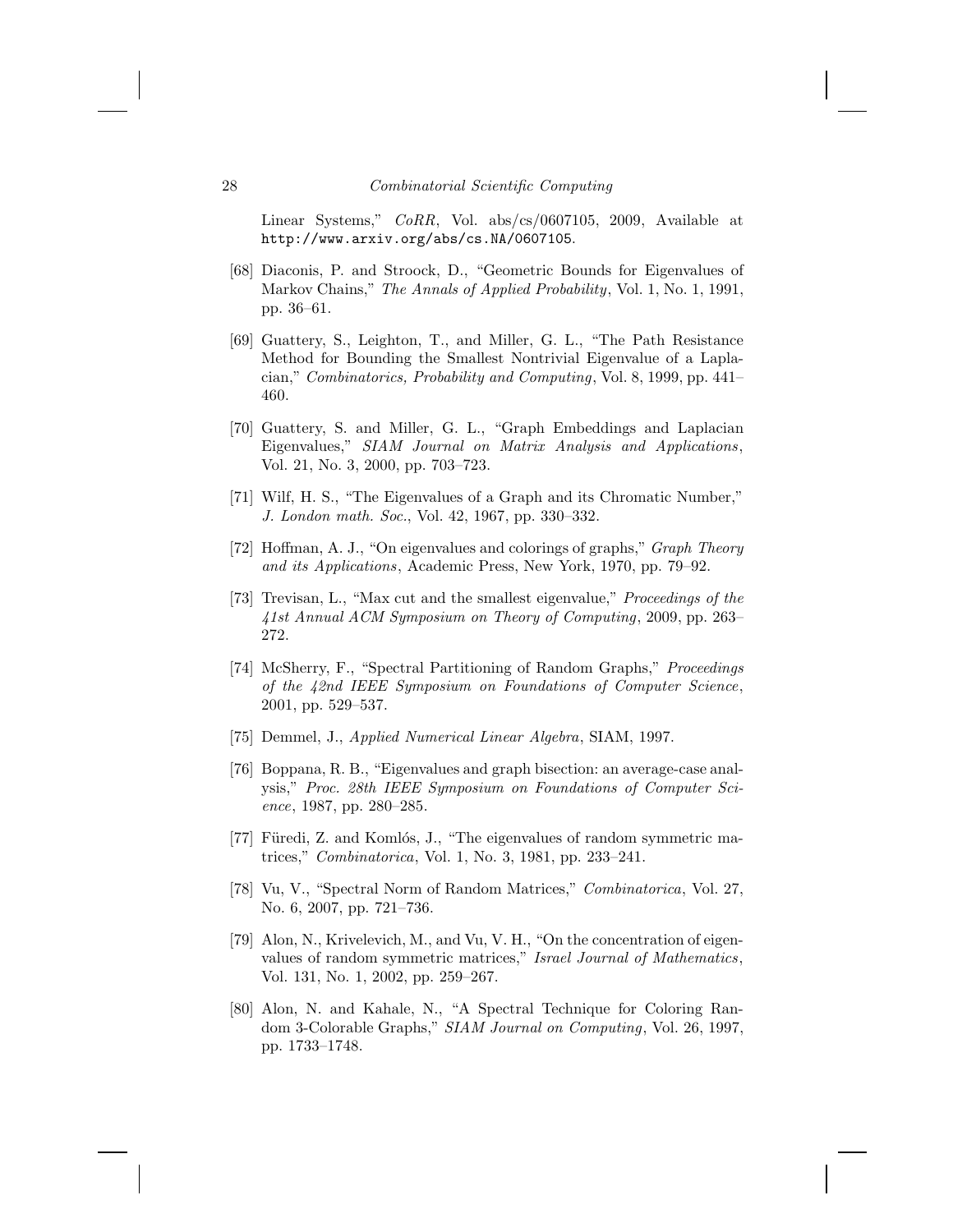Linear Systems," *CoRR*, Vol. abs/cs/0607105, 2009, Available at `http://www.arxiv.org/abs/cs.NA/0607105`.

[68] Diaconis, P. and Stroock, D., "Geometric Bounds for Eigenvalues of Markov Chains," *The Annals of Applied Probability*, Vol. 1, No. 1, 1991, pp. 36–61.

[69] Guattery, S., Leighton, T., and Miller, G. L., "The Path Resistance Method for Bounding the Smallest Nontrivial Eigenvalue of a Laplacian," *Combinatorics, Probability and Computing*, Vol. 8, 1999, pp. 441–460.

[70] Guattery, S. and Miller, G. L., "Graph Embeddings and Laplacian Eigenvalues," *SIAM Journal on Matrix Analysis and Applications*, Vol. 21, No. 3, 2000, pp. 703–723.

[71] Wilf, H. S., "The Eigenvalues of a Graph and its Chromatic Number," *J. London math. Soc.*, Vol. 42, 1967, pp. 330–332.

[72] Hoffman, A. J., "On eigenvalues and colorings of graphs," *Graph Theory and its Applications*, Academic Press, New York, 1970, pp. 79–92.

[73] Trevisan, L., "Max cut and the smallest eigenvalue," *Proceedings of the 41st Annual ACM Symposium on Theory of Computing*, 2009, pp. 263–272.

[74] McSherry, F., "Spectral Partitioning of Random Graphs," *Proceedings of the 42nd IEEE Symposium on Foundations of Computer Science*, 2001, pp. 529–537.

[75] Demmel, J., *Applied Numerical Linear Algebra*, SIAM, 1997.

[76] Boppana, R. B., "Eigenvalues and graph bisection: an average-case analysis," *Proc. 28th IEEE Symposium on Foundations of Computer Science*, 1987, pp. 280–285.

[77] Füredi, Z. and Komlós, J., "The eigenvalues of random symmetric matrices," *Combinatorica*, Vol. 1, No. 3, 1981, pp. 233–241.

[78] Vu, V., "Spectral Norm of Random Matrices," *Combinatorica*, Vol. 27, No. 6, 2007, pp. 721–736.

[79] Alon, N., Krivelevich, M., and Vu, V. H., "On the concentration of eigenvalues of random symmetric matrices," *Israel Journal of Mathematics*, Vol. 131, No. 1, 2002, pp. 259–267.

[80] Alon, N. and Kahale, N., "A Spectral Technique for Coloring Random 3-Colorable Graphs," *SIAM Journal on Computing*, Vol. 26, 1997, pp. 1733–1748.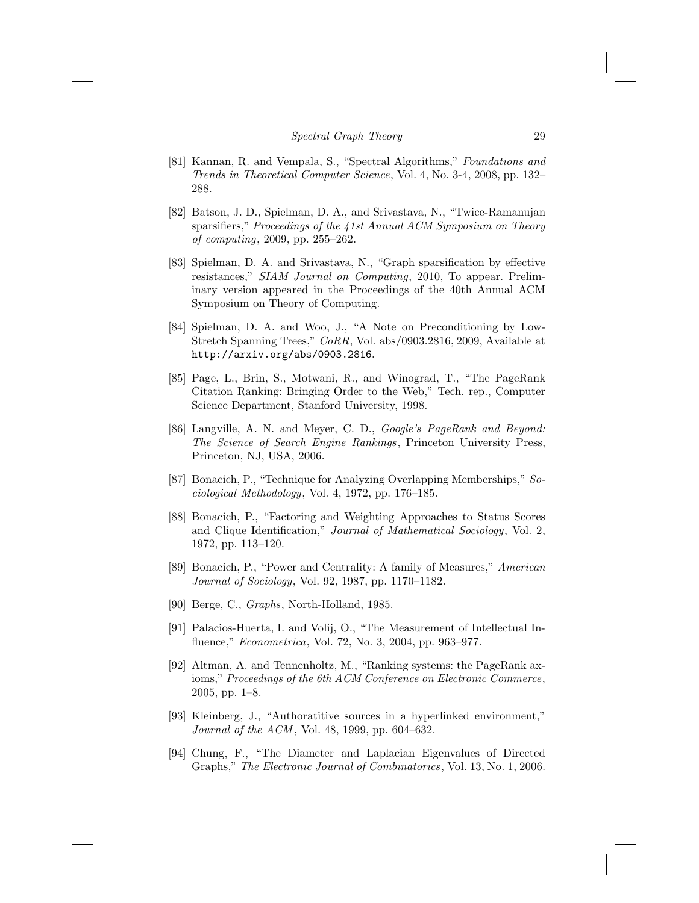[81] Kannan, R. and Vempala, S., "Spectral Algorithms," *Foundations and Trends in Theoretical Computer Science*, Vol. 4, No. 3-4, 2008, pp. 132–288.

[82] Batson, J. D., Spielman, D. A., and Srivastava, N., "Twice-Ramanujan sparsifiers," *Proceedings of the 41st Annual ACM Symposium on Theory of computing*, 2009, pp. 255–262.

[83] Spielman, D. A. and Srivastava, N., "Graph sparsification by effective resistances," *SIAM Journal on Computing*, 2010, To appear. Preliminary version appeared in the Proceedings of the 40th Annual ACM Symposium on Theory of Computing.

[84] Spielman, D. A. and Woo, J., "A Note on Preconditioning by Low-Stretch Spanning Trees," *CoRR*, Vol. abs/0903.2816, 2009, Available at `http://arxiv.org/abs/0903.2816`.

[85] Page, L., Brin, S., Motwani, R., and Winograd, T., "The PageRank Citation Ranking: Bringing Order to the Web," Tech. rep., Computer Science Department, Stanford University, 1998.

[86] Langville, A. N. and Meyer, C. D., *Google's PageRank and Beyond: The Science of Search Engine Rankings*, Princeton University Press, Princeton, NJ, USA, 2006.

[87] Bonacich, P., "Technique for Analyzing Overlapping Memberships," *Sociological Methodology*, Vol. 4, 1972, pp. 176–185.

[88] Bonacich, P., "Factoring and Weighting Approaches to Status Scores and Clique Identification," *Journal of Mathematical Sociology*, Vol. 2, 1972, pp. 113–120.

[89] Bonacich, P., "Power and Centrality: A family of Measures," *American Journal of Sociology*, Vol. 92, 1987, pp. 1170–1182.

[90] Berge, C., *Graphs*, North-Holland, 1985.

[91] Palacios-Huerta, I. and Volij, O., "The Measurement of Intellectual Influence," *Econometrica*, Vol. 72, No. 3, 2004, pp. 963–977.

[92] Altman, A. and Tennenholtz, M., "Ranking systems: the PageRank axioms," *Proceedings of the 6th ACM Conference on Electronic Commerce*, 2005, pp. 1–8.

[93] Kleinberg, J., "Authoratitive sources in a hyperlinked environment," *Journal of the ACM*, Vol. 48, 1999, pp. 604–632.

[94] Chung, F., "The Diameter and Laplacian Eigenvalues of Directed Graphs," *The Electronic Journal of Combinatorics*, Vol. 13, No. 1, 2006.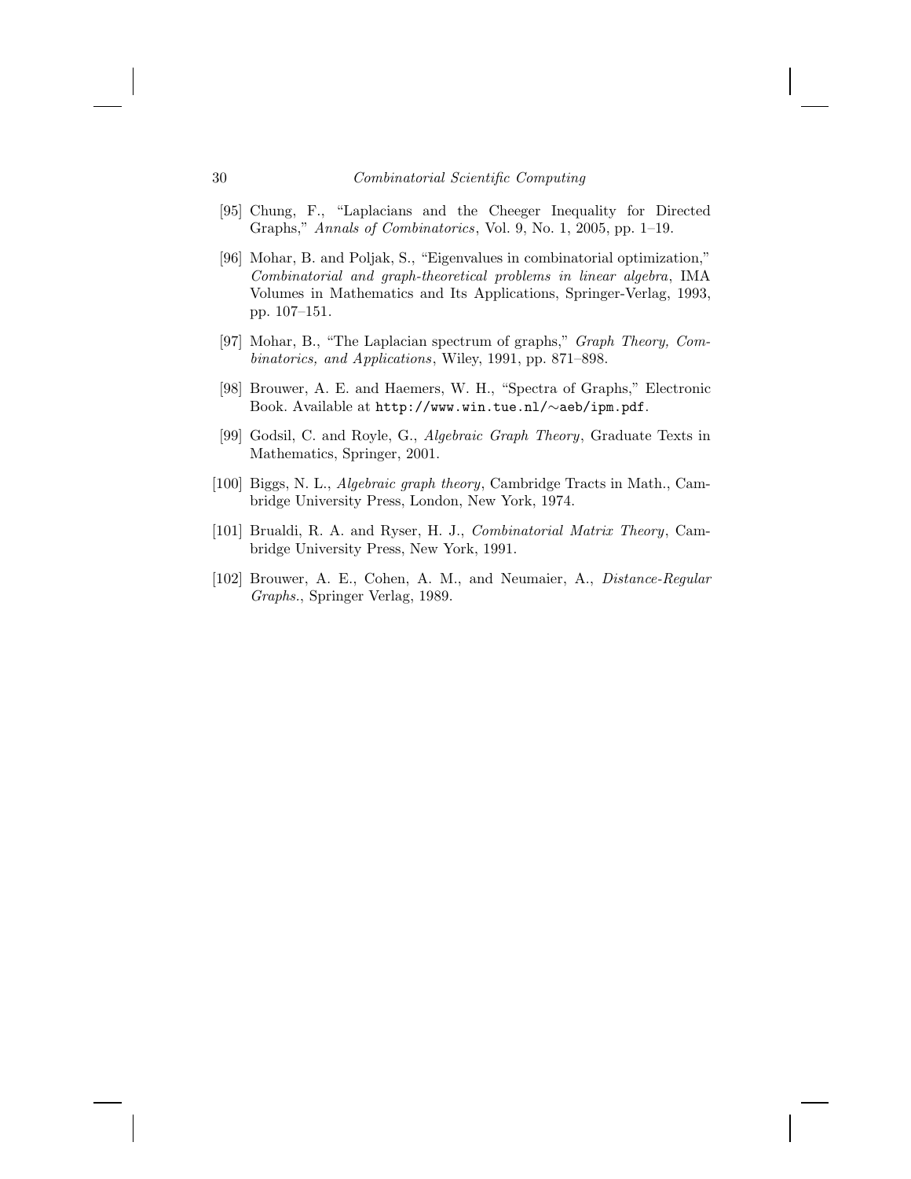[95] Chung, F., "Laplacians and the Cheeger Inequality for Directed Graphs," *Annals of Combinatorics*, Vol. 9, No. 1, 2005, pp. 1–19.

[96] Mohar, B. and Poljak, S., "Eigenvalues in combinatorial optimization," *Combinatorial and graph-theoretical problems in linear algebra*, IMA Volumes in Mathematics and Its Applications, Springer-Verlag, 1993, pp. 107–151.

[97] Mohar, B., "The Laplacian spectrum of graphs," *Graph Theory, Combinatorics, and Applications*, Wiley, 1991, pp. 871–898.

[98] Brouwer, A. E. and Haemers, W. H., "Spectra of Graphs," Electronic Book. Available at `http://www.win.tue.nl/∼aeb/ipm.pdf`.

[99] Godsil, C. and Royle, G., *Algebraic Graph Theory*, Graduate Texts in Mathematics, Springer, 2001.

[100] Biggs, N. L., *Algebraic graph theory*, Cambridge Tracts in Math., Cambridge University Press, London, New York, 1974.

[101] Brualdi, R. A. and Ryser, H. J., *Combinatorial Matrix Theory*, Cambridge University Press, New York, 1991.

[102] Brouwer, A. E., Cohen, A. M., and Neumaier, A., *Distance-Regular Graphs.*, Springer Verlag, 1989.